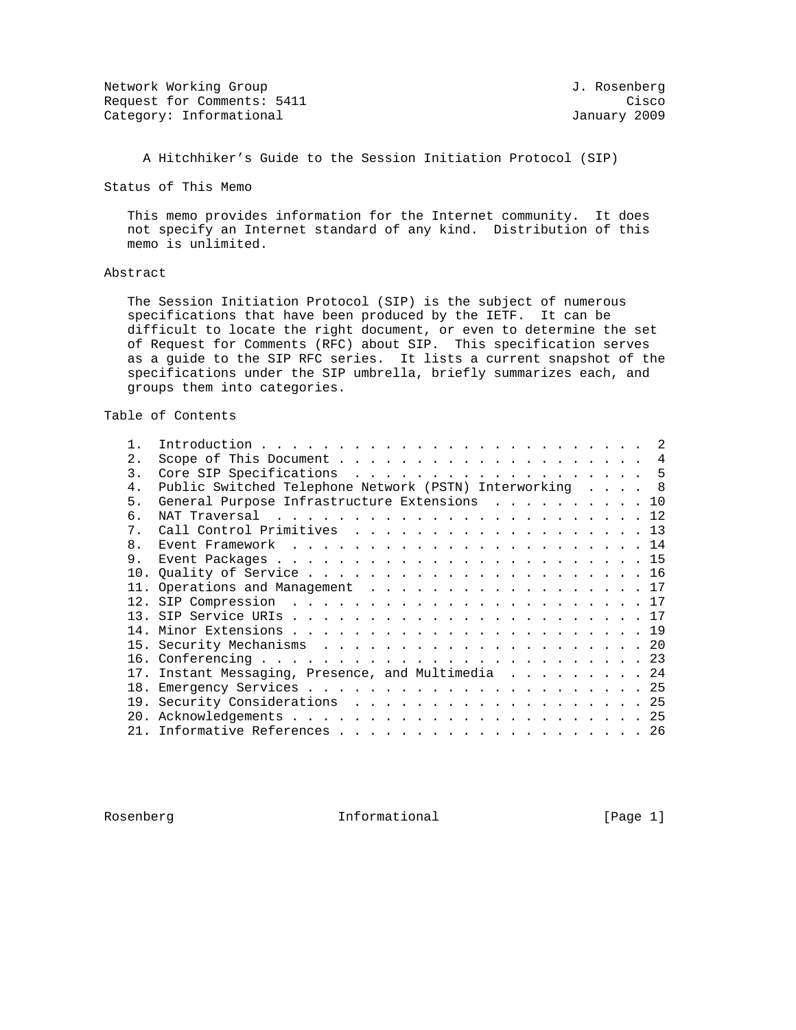Network Working Group J. Rosenberg
Request for Comments: 5411 Cisco
Category: Informational January 2009

# A Hitchhiker's Guide to the Session Initiation Protocol (SIP)

## Status of This Memo

This memo provides information for the Internet community. It does not specify an Internet standard of any kind. Distribution of this memo is unlimited.

## Abstract

The Session Initiation Protocol (SIP) is the subject of numerous specifications that have been produced by the IETF. It can be difficult to locate the right document, or even to determine the set of Request for Comments (RFC) about SIP. This specification serves as a guide to the SIP RFC series. It lists a current snapshot of the specifications under the SIP umbrella, briefly summarizes each, and groups them into categories.

## Table of Contents

1. Introduction . . . . . . . . . . . . . . . . . . . . . . . . . 2
2. Scope of This Document . . . . . . . . . . . . . . . . . . . . 4
3. Core SIP Specifications . . . . . . . . . . . . . . . . . . . . 5
4. Public Switched Telephone Network (PSTN) Interworking . . . . 8
5. General Purpose Infrastructure Extensions . . . . . . . . . . 10
6. NAT Traversal . . . . . . . . . . . . . . . . . . . . . . . . 12
7. Call Control Primitives . . . . . . . . . . . . . . . . . . . 13
8. Event Framework . . . . . . . . . . . . . . . . . . . . . . . 14
9. Event Packages . . . . . . . . . . . . . . . . . . . . . . . . 15
10. Quality of Service . . . . . . . . . . . . . . . . . . . . . . 16
11. Operations and Management . . . . . . . . . . . . . . . . . . 17
12. SIP Compression . . . . . . . . . . . . . . . . . . . . . . . 17
13. SIP Service URIs . . . . . . . . . . . . . . . . . . . . . . . 17
14. Minor Extensions . . . . . . . . . . . . . . . . . . . . . . . 19
15. Security Mechanisms . . . . . . . . . . . . . . . . . . . . . 20
16. Conferencing . . . . . . . . . . . . . . . . . . . . . . . . . 23
17. Instant Messaging, Presence, and Multimedia . . . . . . . . . 24
18. Emergency Services . . . . . . . . . . . . . . . . . . . . . . 25
19. Security Considerations . . . . . . . . . . . . . . . . . . . 25
20. Acknowledgements . . . . . . . . . . . . . . . . . . . . . . . 25
21. Informative References . . . . . . . . . . . . . . . . . . . . 26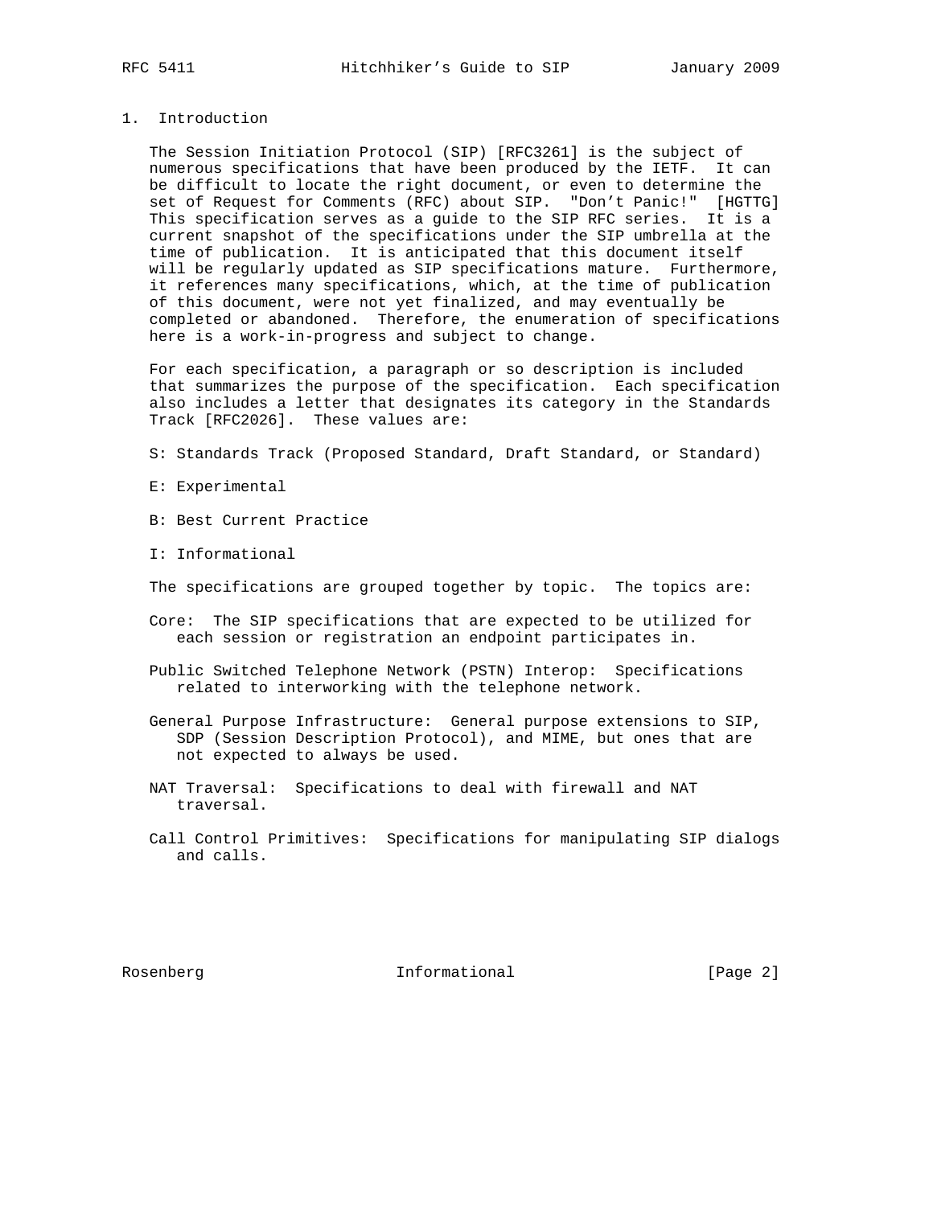## 1. Introduction

The Session Initiation Protocol (SIP) [RFC3261] is the subject of numerous specifications that have been produced by the IETF. It can be difficult to locate the right document, or even to determine the set of Request for Comments (RFC) about SIP. "Don't Panic!" [HGTTG] This specification serves as a guide to the SIP RFC series. It is a current snapshot of the specifications under the SIP umbrella at the time of publication. It is anticipated that this document itself will be regularly updated as SIP specifications mature. Furthermore, it references many specifications, which, at the time of publication of this document, were not yet finalized, and may eventually be completed or abandoned. Therefore, the enumeration of specifications here is a work-in-progress and subject to change.

For each specification, a paragraph or so description is included that summarizes the purpose of the specification. Each specification also includes a letter that designates its category in the Standards Track [RFC2026]. These values are:

S: Standards Track (Proposed Standard, Draft Standard, or Standard)

E: Experimental

B: Best Current Practice

I: Informational

The specifications are grouped together by topic. The topics are:

Core: The SIP specifications that are expected to be utilized for each session or registration an endpoint participates in.

Public Switched Telephone Network (PSTN) Interop: Specifications related to interworking with the telephone network.

General Purpose Infrastructure: General purpose extensions to SIP, SDP (Session Description Protocol), and MIME, but ones that are not expected to always be used.

NAT Traversal: Specifications to deal with firewall and NAT traversal.

Call Control Primitives: Specifications for manipulating SIP dialogs and calls.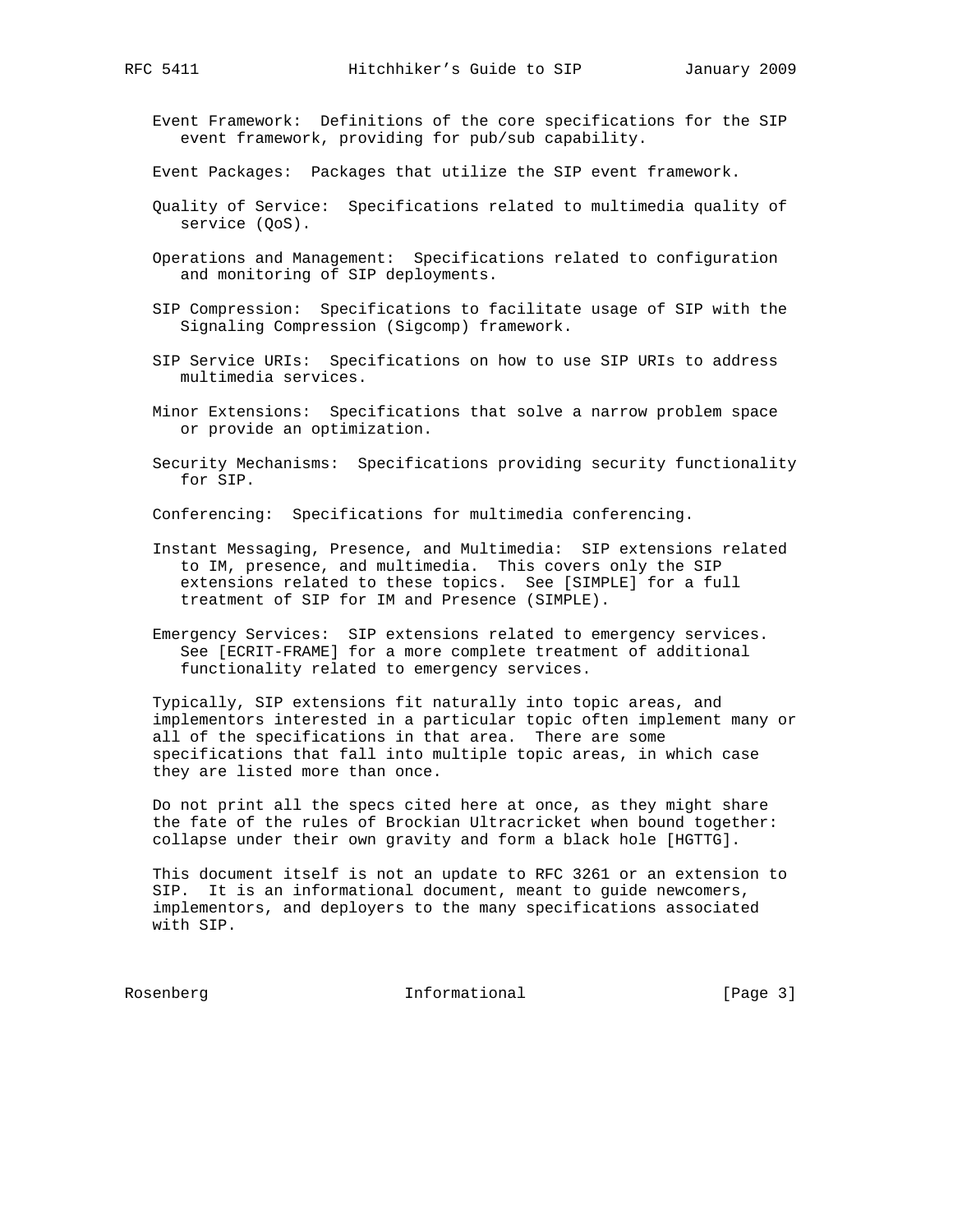Event Framework: Definitions of the core specifications for the SIP event framework, providing for pub/sub capability.

Event Packages: Packages that utilize the SIP event framework.

Quality of Service: Specifications related to multimedia quality of service (QoS).

Operations and Management: Specifications related to configuration and monitoring of SIP deployments.

SIP Compression: Specifications to facilitate usage of SIP with the Signaling Compression (Sigcomp) framework.

SIP Service URIs: Specifications on how to use SIP URIs to address multimedia services.

Minor Extensions: Specifications that solve a narrow problem space or provide an optimization.

Security Mechanisms: Specifications providing security functionality for SIP.

Conferencing: Specifications for multimedia conferencing.

Instant Messaging, Presence, and Multimedia: SIP extensions related to IM, presence, and multimedia. This covers only the SIP extensions related to these topics. See [SIMPLE] for a full treatment of SIP for IM and Presence (SIMPLE).

Emergency Services: SIP extensions related to emergency services. See [ECRIT-FRAME] for a more complete treatment of additional functionality related to emergency services.

Typically, SIP extensions fit naturally into topic areas, and implementors interested in a particular topic often implement many or all of the specifications in that area. There are some specifications that fall into multiple topic areas, in which case they are listed more than once.

Do not print all the specs cited here at once, as they might share the fate of the rules of Brockian Ultracricket when bound together: collapse under their own gravity and form a black hole [HGTTG].

This document itself is not an update to RFC 3261 or an extension to SIP. It is an informational document, meant to guide newcomers, implementors, and deployers to the many specifications associated with SIP.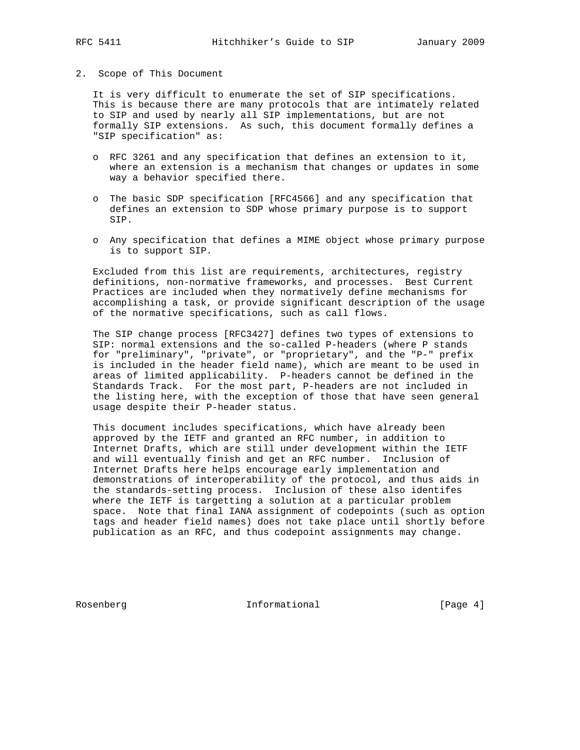## 2. Scope of This Document

It is very difficult to enumerate the set of SIP specifications. This is because there are many protocols that are intimately related to SIP and used by nearly all SIP implementations, but are not formally SIP extensions. As such, this document formally defines a "SIP specification" as:

- RFC 3261 and any specification that defines an extension to it, where an extension is a mechanism that changes or updates in some way a behavior specified there.
- The basic SDP specification [RFC4566] and any specification that defines an extension to SDP whose primary purpose is to support SIP.
- Any specification that defines a MIME object whose primary purpose is to support SIP.

Excluded from this list are requirements, architectures, registry definitions, non-normative frameworks, and processes. Best Current Practices are included when they normatively define mechanisms for accomplishing a task, or provide significant description of the usage of the normative specifications, such as call flows.

The SIP change process [RFC3427] defines two types of extensions to SIP: normal extensions and the so-called P-headers (where P stands for "preliminary", "private", or "proprietary", and the "P-" prefix is included in the header field name), which are meant to be used in areas of limited applicability. P-headers cannot be defined in the Standards Track. For the most part, P-headers are not included in the listing here, with the exception of those that have seen general usage despite their P-header status.

This document includes specifications, which have already been approved by the IETF and granted an RFC number, in addition to Internet Drafts, which are still under development within the IETF and will eventually finish and get an RFC number. Inclusion of Internet Drafts here helps encourage early implementation and demonstrations of interoperability of the protocol, and thus aids in the standards-setting process. Inclusion of these also identifes where the IETF is targetting a solution at a particular problem space. Note that final IANA assignment of codepoints (such as option tags and header field names) does not take place until shortly before publication as an RFC, and thus codepoint assignments may change.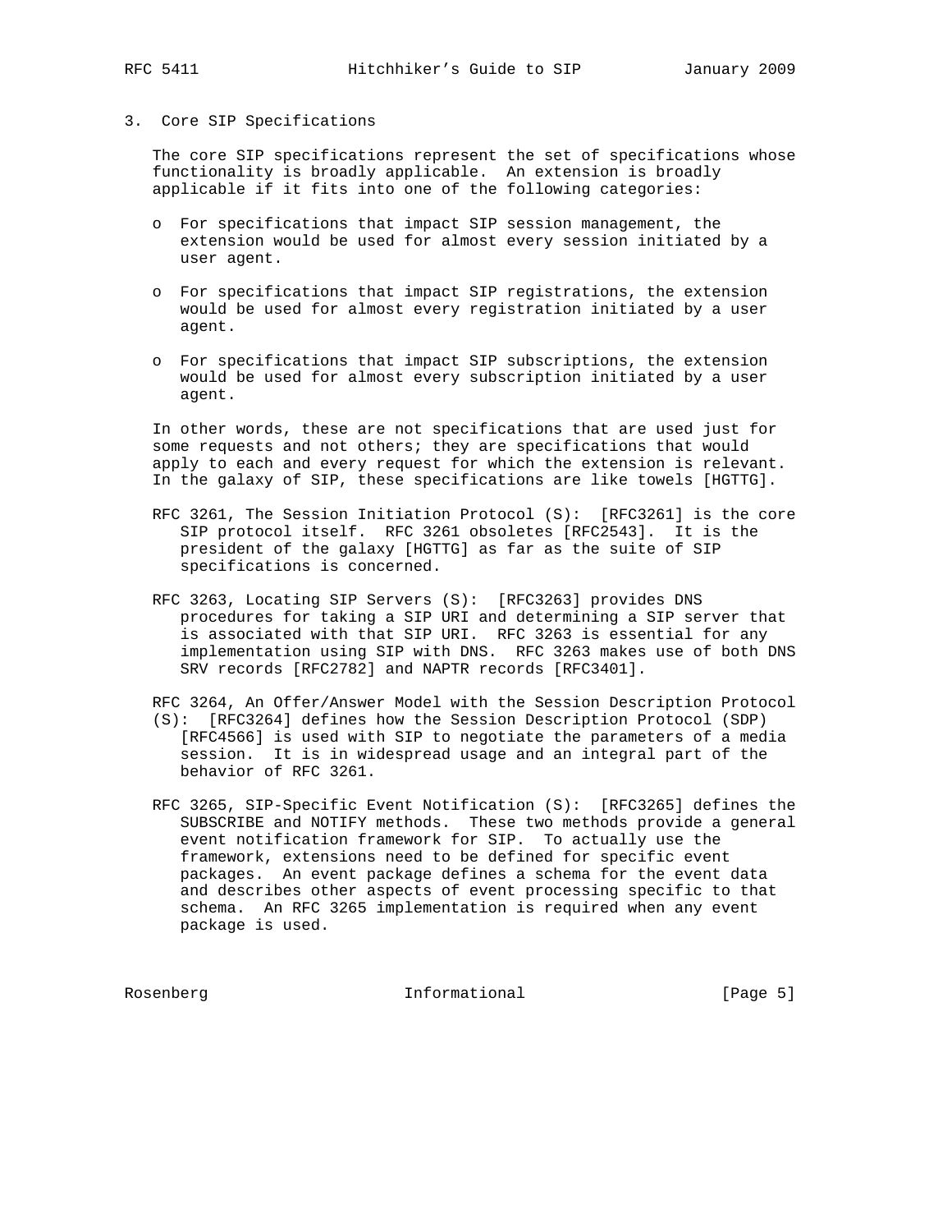## 3. Core SIP Specifications

The core SIP specifications represent the set of specifications whose functionality is broadly applicable. An extension is broadly applicable if it fits into one of the following categories:

- For specifications that impact SIP session management, the extension would be used for almost every session initiated by a user agent.
- For specifications that impact SIP registrations, the extension would be used for almost every registration initiated by a user agent.
- For specifications that impact SIP subscriptions, the extension would be used for almost every subscription initiated by a user agent.

In other words, these are not specifications that are used just for some requests and not others; they are specifications that would apply to each and every request for which the extension is relevant. In the galaxy of SIP, these specifications are like towels [HGTTG].

RFC 3261, The Session Initiation Protocol (S): [RFC3261] is the core SIP protocol itself. RFC 3261 obsoletes [RFC2543]. It is the president of the galaxy [HGTTG] as far as the suite of SIP specifications is concerned.

RFC 3263, Locating SIP Servers (S): [RFC3263] provides DNS procedures for taking a SIP URI and determining a SIP server that is associated with that SIP URI. RFC 3263 is essential for any implementation using SIP with DNS. RFC 3263 makes use of both DNS SRV records [RFC2782] and NAPTR records [RFC3401].

RFC 3264, An Offer/Answer Model with the Session Description Protocol (S): [RFC3264] defines how the Session Description Protocol (SDP) [RFC4566] is used with SIP to negotiate the parameters of a media session. It is in widespread usage and an integral part of the behavior of RFC 3261.

RFC 3265, SIP-Specific Event Notification (S): [RFC3265] defines the SUBSCRIBE and NOTIFY methods. These two methods provide a general event notification framework for SIP. To actually use the framework, extensions need to be defined for specific event packages. An event package defines a schema for the event data and describes other aspects of event processing specific to that schema. An RFC 3265 implementation is required when any event package is used.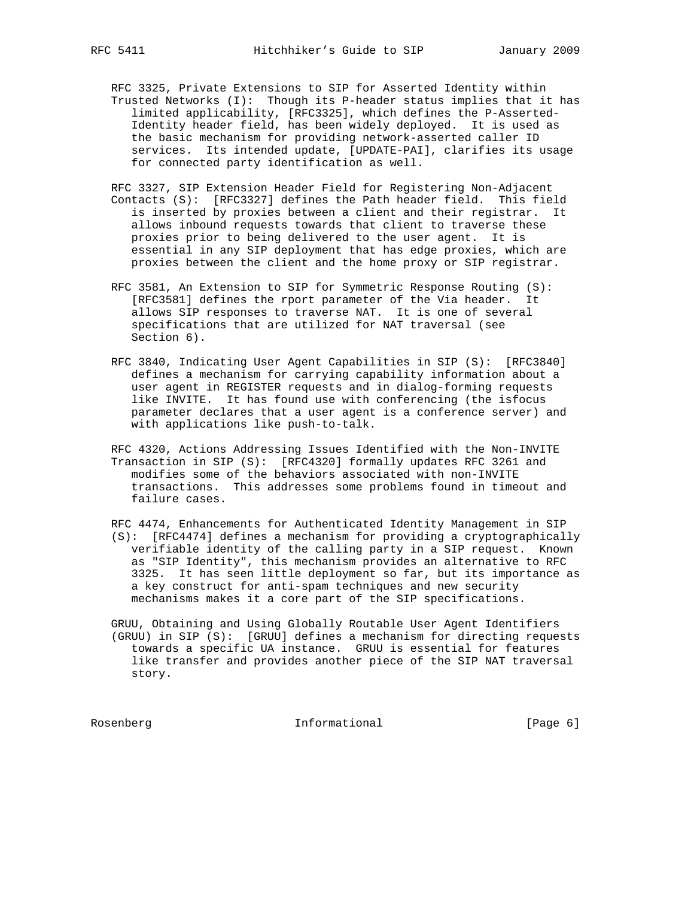RFC 3325, Private Extensions to SIP for Asserted Identity within Trusted Networks (I): Though its P-header status implies that it has limited applicability, [RFC3325], which defines the P-Asserted-Identity header field, has been widely deployed. It is used as the basic mechanism for providing network-asserted caller ID services. Its intended update, [UPDATE-PAI], clarifies its usage for connected party identification as well.

RFC 3327, SIP Extension Header Field for Registering Non-Adjacent Contacts (S): [RFC3327] defines the Path header field. This field is inserted by proxies between a client and their registrar. It allows inbound requests towards that client to traverse these proxies prior to being delivered to the user agent. It is essential in any SIP deployment that has edge proxies, which are proxies between the client and the home proxy or SIP registrar.

RFC 3581, An Extension to SIP for Symmetric Response Routing (S): [RFC3581] defines the rport parameter of the Via header. It allows SIP responses to traverse NAT. It is one of several specifications that are utilized for NAT traversal (see Section 6).

RFC 3840, Indicating User Agent Capabilities in SIP (S): [RFC3840] defines a mechanism for carrying capability information about a user agent in REGISTER requests and in dialog-forming requests like INVITE. It has found use with conferencing (the isfocus parameter declares that a user agent is a conference server) and with applications like push-to-talk.

RFC 4320, Actions Addressing Issues Identified with the Non-INVITE Transaction in SIP (S): [RFC4320] formally updates RFC 3261 and modifies some of the behaviors associated with non-INVITE transactions. This addresses some problems found in timeout and failure cases.

RFC 4474, Enhancements for Authenticated Identity Management in SIP (S): [RFC4474] defines a mechanism for providing a cryptographically verifiable identity of the calling party in a SIP request. Known as "SIP Identity", this mechanism provides an alternative to RFC 3325. It has seen little deployment so far, but its importance as a key construct for anti-spam techniques and new security mechanisms makes it a core part of the SIP specifications.

GRUU, Obtaining and Using Globally Routable User Agent Identifiers (GRUU) in SIP (S): [GRUU] defines a mechanism for directing requests towards a specific UA instance. GRUU is essential for features like transfer and provides another piece of the SIP NAT traversal story.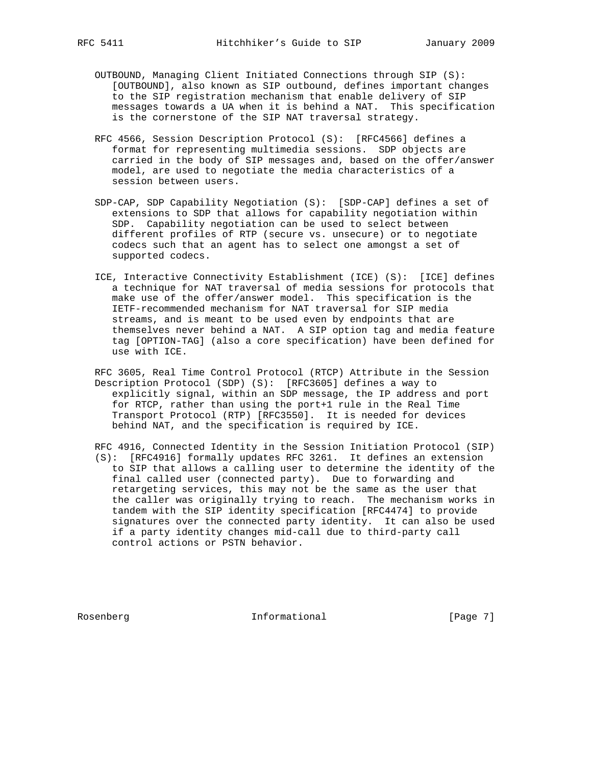OUTBOUND, Managing Client Initiated Connections through SIP (S): [OUTBOUND], also known as SIP outbound, defines important changes to the SIP registration mechanism that enable delivery of SIP messages towards a UA when it is behind a NAT. This specification is the cornerstone of the SIP NAT traversal strategy.

RFC 4566, Session Description Protocol (S): [RFC4566] defines a format for representing multimedia sessions. SDP objects are carried in the body of SIP messages and, based on the offer/answer model, are used to negotiate the media characteristics of a session between users.

SDP-CAP, SDP Capability Negotiation (S): [SDP-CAP] defines a set of extensions to SDP that allows for capability negotiation within SDP. Capability negotiation can be used to select between different profiles of RTP (secure vs. unsecure) or to negotiate codecs such that an agent has to select one amongst a set of supported codecs.

ICE, Interactive Connectivity Establishment (ICE) (S): [ICE] defines a technique for NAT traversal of media sessions for protocols that make use of the offer/answer model. This specification is the IETF-recommended mechanism for NAT traversal for SIP media streams, and is meant to be used even by endpoints that are themselves never behind a NAT. A SIP option tag and media feature tag [OPTION-TAG] (also a core specification) have been defined for use with ICE.

RFC 3605, Real Time Control Protocol (RTCP) Attribute in the Session Description Protocol (SDP) (S): [RFC3605] defines a way to explicitly signal, within an SDP message, the IP address and port for RTCP, rather than using the port+1 rule in the Real Time Transport Protocol (RTP) [RFC3550]. It is needed for devices behind NAT, and the specification is required by ICE.

RFC 4916, Connected Identity in the Session Initiation Protocol (SIP) (S): [RFC4916] formally updates RFC 3261. It defines an extension to SIP that allows a calling user to determine the identity of the final called user (connected party). Due to forwarding and retargeting services, this may not be the same as the user that the caller was originally trying to reach. The mechanism works in tandem with the SIP identity specification [RFC4474] to provide signatures over the connected party identity. It can also be used if a party identity changes mid-call due to third-party call control actions or PSTN behavior.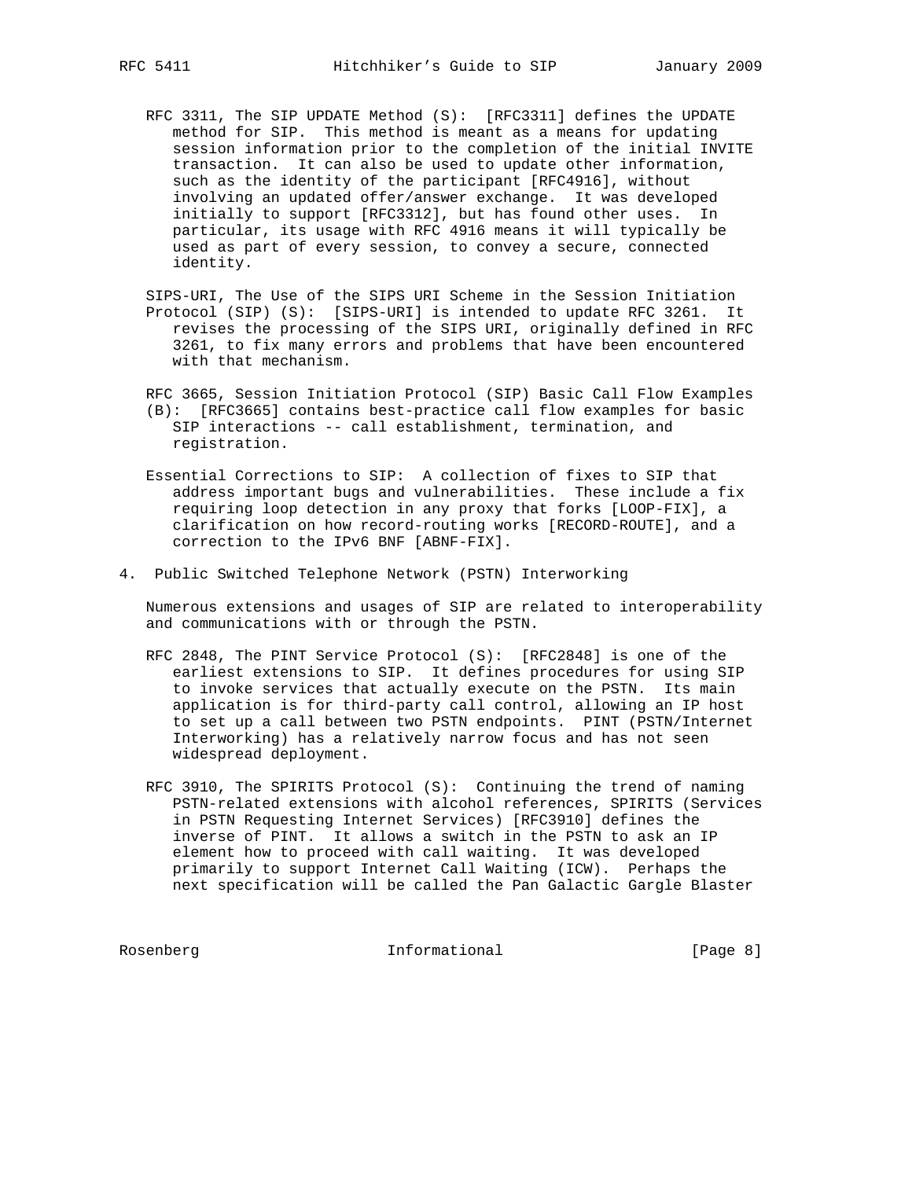RFC 3311, The SIP UPDATE Method (S): [RFC3311] defines the UPDATE method for SIP. This method is meant as a means for updating session information prior to the completion of the initial INVITE transaction. It can also be used to update other information, such as the identity of the participant [RFC4916], without involving an updated offer/answer exchange. It was developed initially to support [RFC3312], but has found other uses. In particular, its usage with RFC 4916 means it will typically be used as part of every session, to convey a secure, connected identity.

SIPS-URI, The Use of the SIPS URI Scheme in the Session Initiation Protocol (SIP) (S): [SIPS-URI] is intended to update RFC 3261. It revises the processing of the SIPS URI, originally defined in RFC 3261, to fix many errors and problems that have been encountered with that mechanism.

RFC 3665, Session Initiation Protocol (SIP) Basic Call Flow Examples (B): [RFC3665] contains best-practice call flow examples for basic SIP interactions -- call establishment, termination, and registration.

Essential Corrections to SIP: A collection of fixes to SIP that address important bugs and vulnerabilities. These include a fix requiring loop detection in any proxy that forks [LOOP-FIX], a clarification on how record-routing works [RECORD-ROUTE], and a correction to the IPv6 BNF [ABNF-FIX].

## 4. Public Switched Telephone Network (PSTN) Interworking

Numerous extensions and usages of SIP are related to interoperability and communications with or through the PSTN.

RFC 2848, The PINT Service Protocol (S): [RFC2848] is one of the earliest extensions to SIP. It defines procedures for using SIP to invoke services that actually execute on the PSTN. Its main application is for third-party call control, allowing an IP host to set up a call between two PSTN endpoints. PINT (PSTN/Internet Interworking) has a relatively narrow focus and has not seen widespread deployment.

RFC 3910, The SPIRITS Protocol (S): Continuing the trend of naming PSTN-related extensions with alcohol references, SPIRITS (Services in PSTN Requesting Internet Services) [RFC3910] defines the inverse of PINT. It allows a switch in the PSTN to ask an IP element how to proceed with call waiting. It was developed primarily to support Internet Call Waiting (ICW). Perhaps the next specification will be called the Pan Galactic Gargle Blaster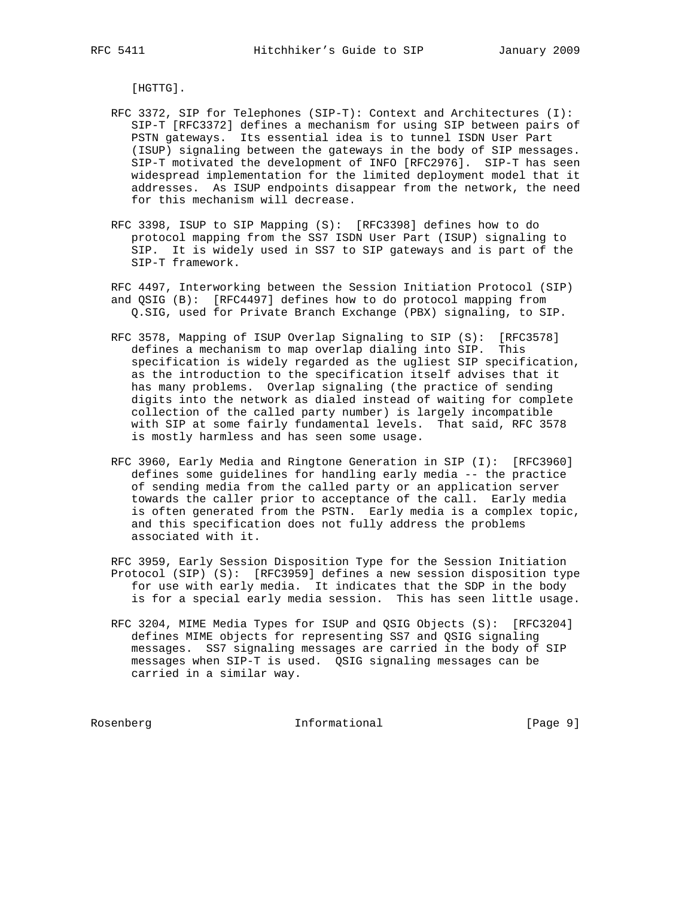[HGTTG].

RFC 3372, SIP for Telephones (SIP-T): Context and Architectures (I): SIP-T [RFC3372] defines a mechanism for using SIP between pairs of PSTN gateways. Its essential idea is to tunnel ISDN User Part (ISUP) signaling between the gateways in the body of SIP messages. SIP-T motivated the development of INFO [RFC2976]. SIP-T has seen widespread implementation for the limited deployment model that it addresses. As ISUP endpoints disappear from the network, the need for this mechanism will decrease.

RFC 3398, ISUP to SIP Mapping (S): [RFC3398] defines how to do protocol mapping from the SS7 ISDN User Part (ISUP) signaling to SIP. It is widely used in SS7 to SIP gateways and is part of the SIP-T framework.

RFC 4497, Interworking between the Session Initiation Protocol (SIP) and QSIG (B): [RFC4497] defines how to do protocol mapping from Q.SIG, used for Private Branch Exchange (PBX) signaling, to SIP.

RFC 3578, Mapping of ISUP Overlap Signaling to SIP (S): [RFC3578] defines a mechanism to map overlap dialing into SIP. This specification is widely regarded as the ugliest SIP specification, as the introduction to the specification itself advises that it has many problems. Overlap signaling (the practice of sending digits into the network as dialed instead of waiting for complete collection of the called party number) is largely incompatible with SIP at some fairly fundamental levels. That said, RFC 3578 is mostly harmless and has seen some usage.

RFC 3960, Early Media and Ringtone Generation in SIP (I): [RFC3960] defines some guidelines for handling early media -- the practice of sending media from the called party or an application server towards the caller prior to acceptance of the call. Early media is often generated from the PSTN. Early media is a complex topic, and this specification does not fully address the problems associated with it.

RFC 3959, Early Session Disposition Type for the Session Initiation Protocol (SIP) (S): [RFC3959] defines a new session disposition type for use with early media. It indicates that the SDP in the body is for a special early media session. This has seen little usage.

RFC 3204, MIME Media Types for ISUP and QSIG Objects (S): [RFC3204] defines MIME objects for representing SS7 and QSIG signaling messages. SS7 signaling messages are carried in the body of SIP messages when SIP-T is used. QSIG signaling messages can be carried in a similar way.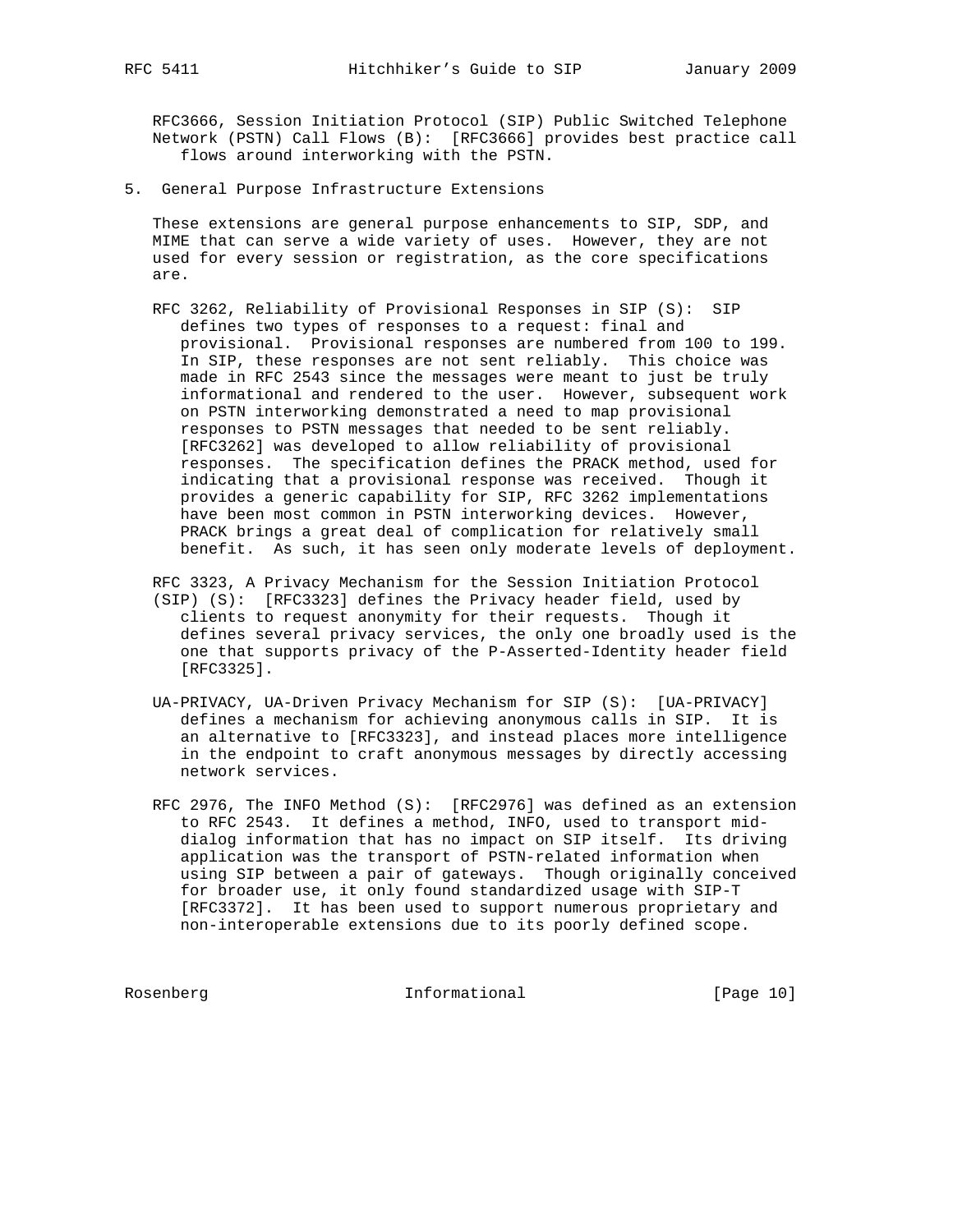RFC3666, Session Initiation Protocol (SIP) Public Switched Telephone Network (PSTN) Call Flows (B): [RFC3666] provides best practice call flows around interworking with the PSTN.

## 5. General Purpose Infrastructure Extensions

These extensions are general purpose enhancements to SIP, SDP, and MIME that can serve a wide variety of uses. However, they are not used for every session or registration, as the core specifications are.

RFC 3262, Reliability of Provisional Responses in SIP (S): SIP defines two types of responses to a request: final and provisional. Provisional responses are numbered from 100 to 199. In SIP, these responses are not sent reliably. This choice was made in RFC 2543 since the messages were meant to just be truly informational and rendered to the user. However, subsequent work on PSTN interworking demonstrated a need to map provisional responses to PSTN messages that needed to be sent reliably. [RFC3262] was developed to allow reliability of provisional responses. The specification defines the PRACK method, used for indicating that a provisional response was received. Though it provides a generic capability for SIP, RFC 3262 implementations have been most common in PSTN interworking devices. However, PRACK brings a great deal of complication for relatively small benefit. As such, it has seen only moderate levels of deployment.

RFC 3323, A Privacy Mechanism for the Session Initiation Protocol (SIP) (S): [RFC3323] defines the Privacy header field, used by clients to request anonymity for their requests. Though it defines several privacy services, the only one broadly used is the one that supports privacy of the P-Asserted-Identity header field [RFC3325].

UA-PRIVACY, UA-Driven Privacy Mechanism for SIP (S): [UA-PRIVACY] defines a mechanism for achieving anonymous calls in SIP. It is an alternative to [RFC3323], and instead places more intelligence in the endpoint to craft anonymous messages by directly accessing network services.

RFC 2976, The INFO Method (S): [RFC2976] was defined as an extension to RFC 2543. It defines a method, INFO, used to transport mid-dialog information that has no impact on SIP itself. Its driving application was the transport of PSTN-related information when using SIP between a pair of gateways. Though originally conceived for broader use, it only found standardized usage with SIP-T [RFC3372]. It has been used to support numerous proprietary and non-interoperable extensions due to its poorly defined scope.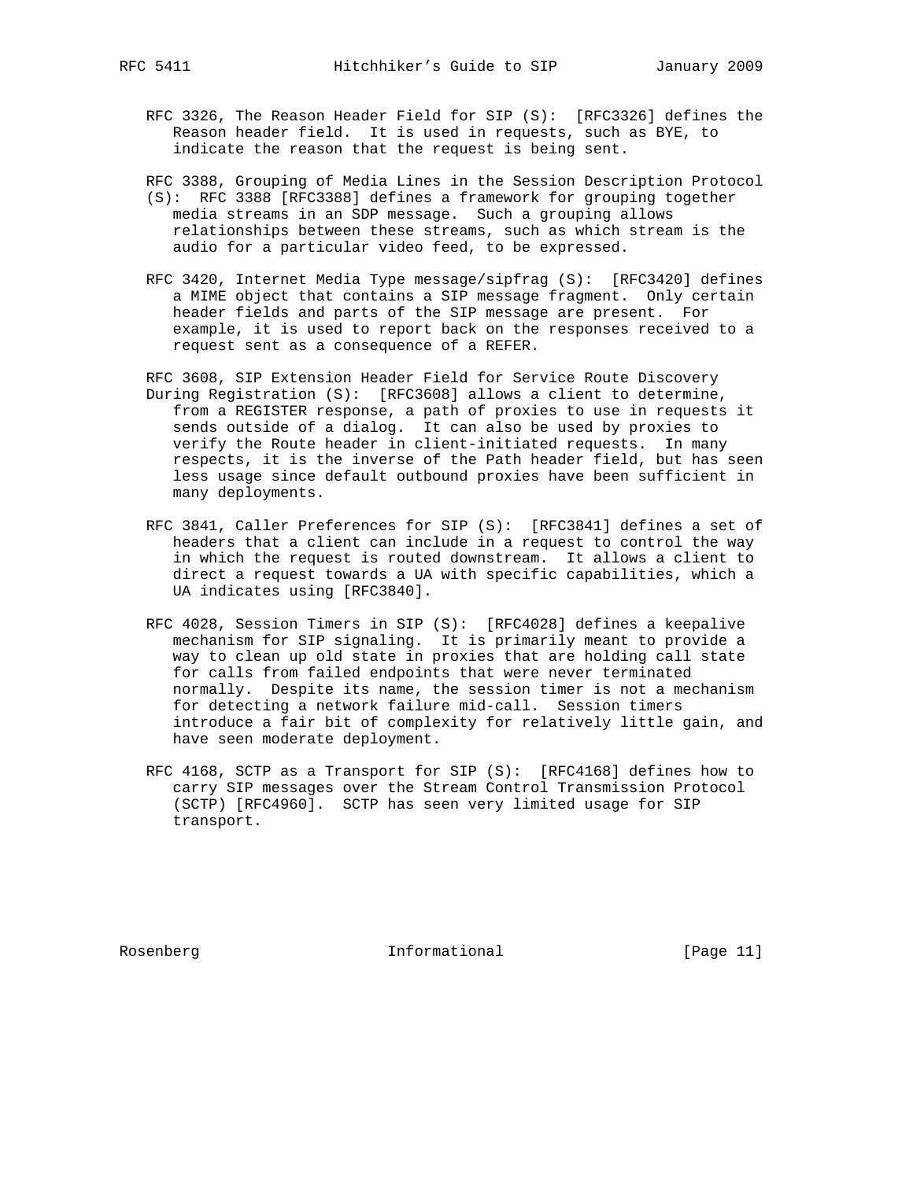RFC 3326, The Reason Header Field for SIP (S): [RFC3326] defines the Reason header field. It is used in requests, such as BYE, to indicate the reason that the request is being sent.

RFC 3388, Grouping of Media Lines in the Session Description Protocol (S): RFC 3388 [RFC3388] defines a framework for grouping together media streams in an SDP message. Such a grouping allows relationships between these streams, such as which stream is the audio for a particular video feed, to be expressed.

RFC 3420, Internet Media Type message/sipfrag (S): [RFC3420] defines a MIME object that contains a SIP message fragment. Only certain header fields and parts of the SIP message are present. For example, it is used to report back on the responses received to a request sent as a consequence of a REFER.

RFC 3608, SIP Extension Header Field for Service Route Discovery During Registration (S): [RFC3608] allows a client to determine, from a REGISTER response, a path of proxies to use in requests it sends outside of a dialog. It can also be used by proxies to verify the Route header in client-initiated requests. In many respects, it is the inverse of the Path header field, but has seen less usage since default outbound proxies have been sufficient in many deployments.

RFC 3841, Caller Preferences for SIP (S): [RFC3841] defines a set of headers that a client can include in a request to control the way in which the request is routed downstream. It allows a client to direct a request towards a UA with specific capabilities, which a UA indicates using [RFC3840].

RFC 4028, Session Timers in SIP (S): [RFC4028] defines a keepalive mechanism for SIP signaling. It is primarily meant to provide a way to clean up old state in proxies that are holding call state for calls from failed endpoints that were never terminated normally. Despite its name, the session timer is not a mechanism for detecting a network failure mid-call. Session timers introduce a fair bit of complexity for relatively little gain, and have seen moderate deployment.

RFC 4168, SCTP as a Transport for SIP (S): [RFC4168] defines how to carry SIP messages over the Stream Control Transmission Protocol (SCTP) [RFC4960]. SCTP has seen very limited usage for SIP transport.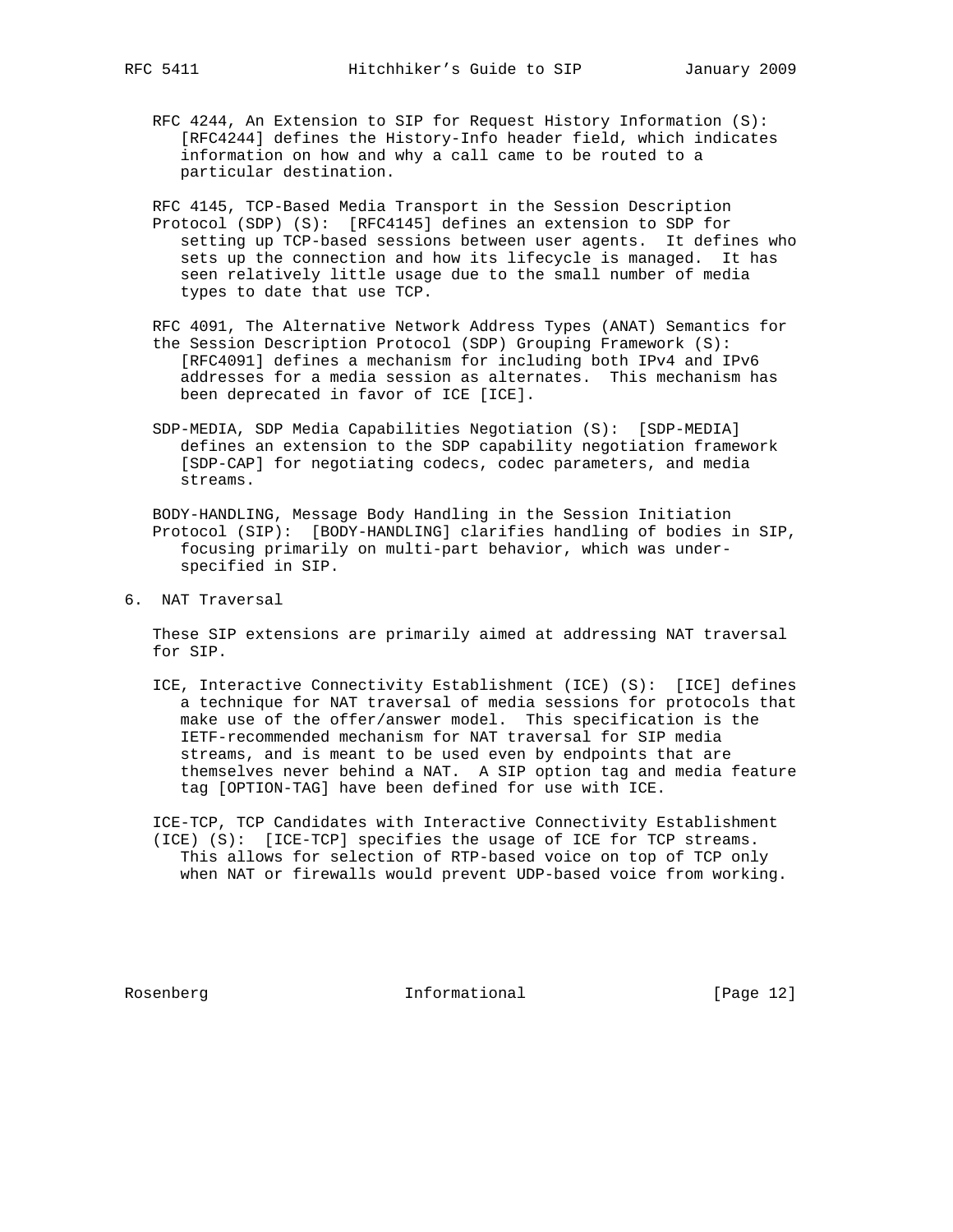RFC 4244, An Extension to SIP for Request History Information (S): [RFC4244] defines the History-Info header field, which indicates information on how and why a call came to be routed to a particular destination.

RFC 4145, TCP-Based Media Transport in the Session Description Protocol (SDP) (S): [RFC4145] defines an extension to SDP for setting up TCP-based sessions between user agents. It defines who sets up the connection and how its lifecycle is managed. It has seen relatively little usage due to the small number of media types to date that use TCP.

RFC 4091, The Alternative Network Address Types (ANAT) Semantics for the Session Description Protocol (SDP) Grouping Framework (S): [RFC4091] defines a mechanism for including both IPv4 and IPv6 addresses for a media session as alternates. This mechanism has been deprecated in favor of ICE [ICE].

SDP-MEDIA, SDP Media Capabilities Negotiation (S): [SDP-MEDIA] defines an extension to the SDP capability negotiation framework [SDP-CAP] for negotiating codecs, codec parameters, and media streams.

BODY-HANDLING, Message Body Handling in the Session Initiation Protocol (SIP): [BODY-HANDLING] clarifies handling of bodies in SIP, focusing primarily on multi-part behavior, which was under-specified in SIP.

## 6. NAT Traversal

These SIP extensions are primarily aimed at addressing NAT traversal for SIP.

ICE, Interactive Connectivity Establishment (ICE) (S): [ICE] defines a technique for NAT traversal of media sessions for protocols that make use of the offer/answer model. This specification is the IETF-recommended mechanism for NAT traversal for SIP media streams, and is meant to be used even by endpoints that are themselves never behind a NAT. A SIP option tag and media feature tag [OPTION-TAG] have been defined for use with ICE.

ICE-TCP, TCP Candidates with Interactive Connectivity Establishment (ICE) (S): [ICE-TCP] specifies the usage of ICE for TCP streams. This allows for selection of RTP-based voice on top of TCP only when NAT or firewalls would prevent UDP-based voice from working.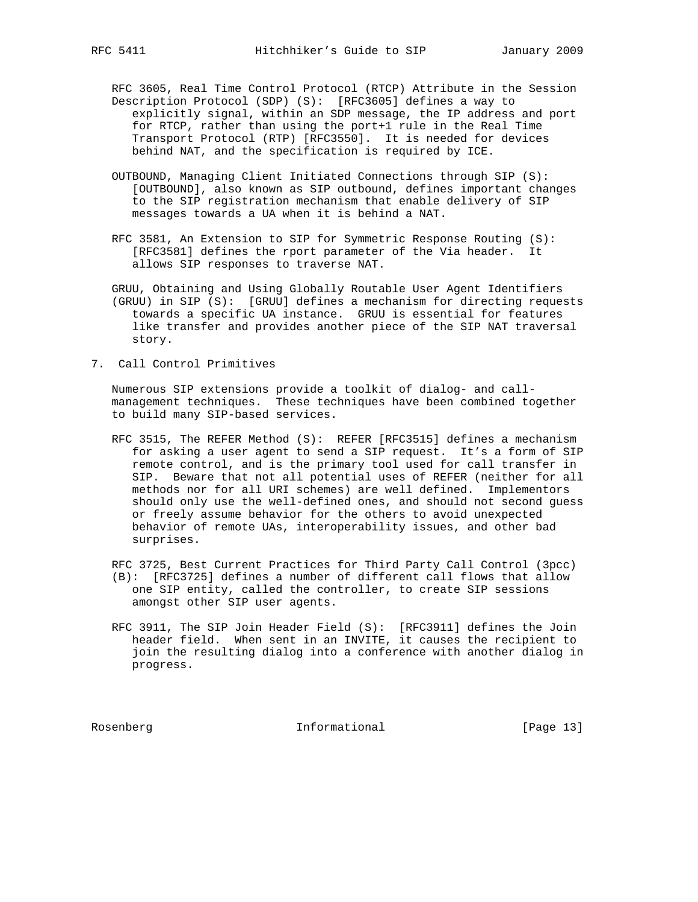RFC 3605, Real Time Control Protocol (RTCP) Attribute in the Session Description Protocol (SDP) (S): [RFC3605] defines a way to explicitly signal, within an SDP message, the IP address and port for RTCP, rather than using the port+1 rule in the Real Time Transport Protocol (RTP) [RFC3550]. It is needed for devices behind NAT, and the specification is required by ICE.

OUTBOUND, Managing Client Initiated Connections through SIP (S): [OUTBOUND], also known as SIP outbound, defines important changes to the SIP registration mechanism that enable delivery of SIP messages towards a UA when it is behind a NAT.

RFC 3581, An Extension to SIP for Symmetric Response Routing (S): [RFC3581] defines the rport parameter of the Via header. It allows SIP responses to traverse NAT.

GRUU, Obtaining and Using Globally Routable User Agent Identifiers (GRUU) in SIP (S): [GRUU] defines a mechanism for directing requests towards a specific UA instance. GRUU is essential for features like transfer and provides another piece of the SIP NAT traversal story.

## 7. Call Control Primitives

Numerous SIP extensions provide a toolkit of dialog- and call-management techniques. These techniques have been combined together to build many SIP-based services.

RFC 3515, The REFER Method (S): REFER [RFC3515] defines a mechanism for asking a user agent to send a SIP request. It's a form of SIP remote control, and is the primary tool used for call transfer in SIP. Beware that not all potential uses of REFER (neither for all methods nor for all URI schemes) are well defined. Implementors should only use the well-defined ones, and should not second guess or freely assume behavior for the others to avoid unexpected behavior of remote UAs, interoperability issues, and other bad surprises.

RFC 3725, Best Current Practices for Third Party Call Control (3pcc) (B): [RFC3725] defines a number of different call flows that allow one SIP entity, called the controller, to create SIP sessions amongst other SIP user agents.

RFC 3911, The SIP Join Header Field (S): [RFC3911] defines the Join header field. When sent in an INVITE, it causes the recipient to join the resulting dialog into a conference with another dialog in progress.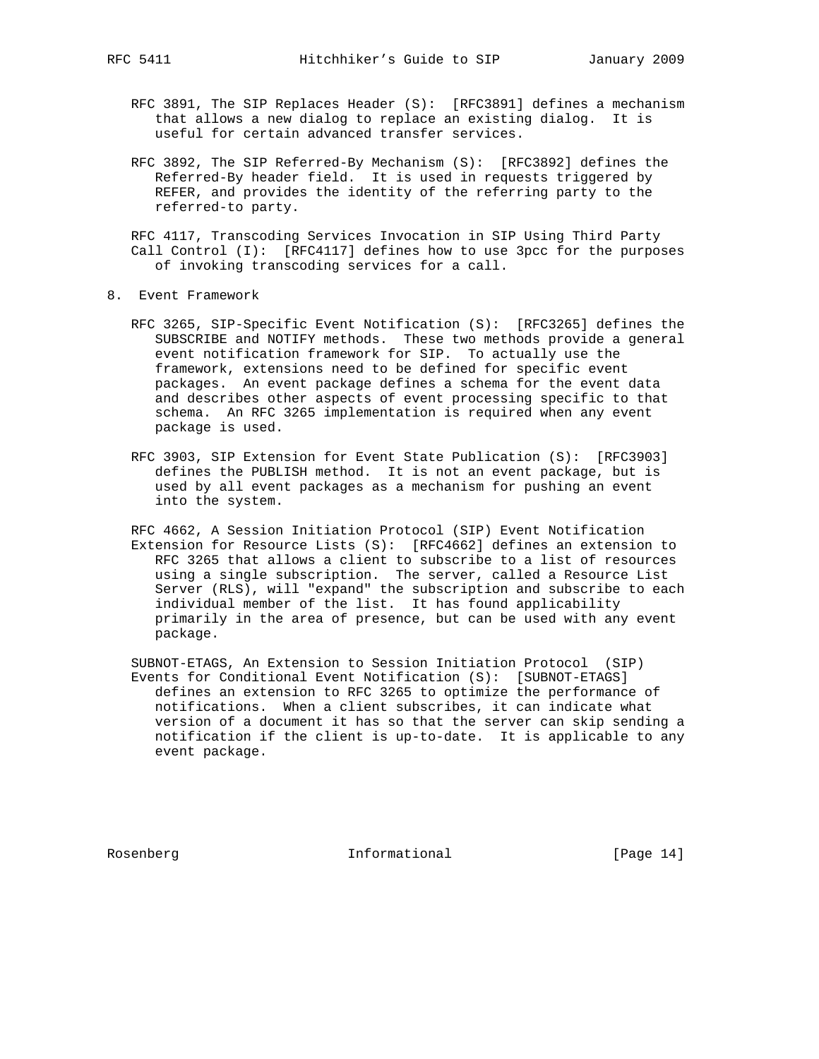RFC 3891, The SIP Replaces Header (S): [RFC3891] defines a mechanism that allows a new dialog to replace an existing dialog. It is useful for certain advanced transfer services.

RFC 3892, The SIP Referred-By Mechanism (S): [RFC3892] defines the Referred-By header field. It is used in requests triggered by REFER, and provides the identity of the referring party to the referred-to party.

RFC 4117, Transcoding Services Invocation in SIP Using Third Party Call Control (I): [RFC4117] defines how to use 3pcc for the purposes of invoking transcoding services for a call.

## 8. Event Framework

RFC 3265, SIP-Specific Event Notification (S): [RFC3265] defines the SUBSCRIBE and NOTIFY methods. These two methods provide a general event notification framework for SIP. To actually use the framework, extensions need to be defined for specific event packages. An event package defines a schema for the event data and describes other aspects of event processing specific to that schema. An RFC 3265 implementation is required when any event package is used.

RFC 3903, SIP Extension for Event State Publication (S): [RFC3903] defines the PUBLISH method. It is not an event package, but is used by all event packages as a mechanism for pushing an event into the system.

RFC 4662, A Session Initiation Protocol (SIP) Event Notification Extension for Resource Lists (S): [RFC4662] defines an extension to RFC 3265 that allows a client to subscribe to a list of resources using a single subscription. The server, called a Resource List Server (RLS), will "expand" the subscription and subscribe to each individual member of the list. It has found applicability primarily in the area of presence, but can be used with any event package.

SUBNOT-ETAGS, An Extension to Session Initiation Protocol (SIP) Events for Conditional Event Notification (S): [SUBNOT-ETAGS] defines an extension to RFC 3265 to optimize the performance of notifications. When a client subscribes, it can indicate what version of a document it has so that the server can skip sending a notification if the client is up-to-date. It is applicable to any event package.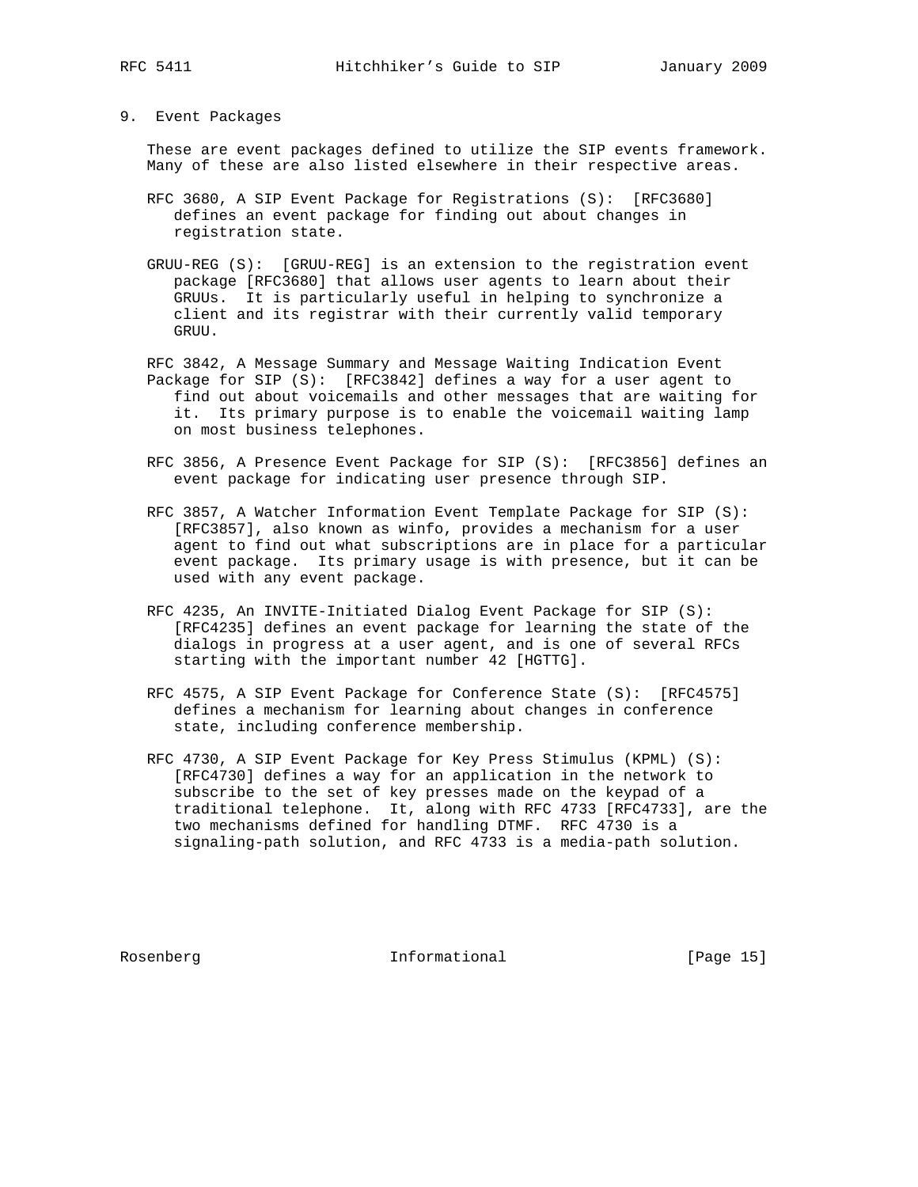## 9. Event Packages

These are event packages defined to utilize the SIP events framework. Many of these are also listed elsewhere in their respective areas.

RFC 3680, A SIP Event Package for Registrations (S): [RFC3680] defines an event package for finding out about changes in registration state.

GRUU-REG (S): [GRUU-REG] is an extension to the registration event package [RFC3680] that allows user agents to learn about their GRUUs. It is particularly useful in helping to synchronize a client and its registrar with their currently valid temporary GRUU.

RFC 3842, A Message Summary and Message Waiting Indication Event Package for SIP (S): [RFC3842] defines a way for a user agent to find out about voicemails and other messages that are waiting for it. Its primary purpose is to enable the voicemail waiting lamp on most business telephones.

RFC 3856, A Presence Event Package for SIP (S): [RFC3856] defines an event package for indicating user presence through SIP.

RFC 3857, A Watcher Information Event Template Package for SIP (S): [RFC3857], also known as winfo, provides a mechanism for a user agent to find out what subscriptions are in place for a particular event package. Its primary usage is with presence, but it can be used with any event package.

RFC 4235, An INVITE-Initiated Dialog Event Package for SIP (S): [RFC4235] defines an event package for learning the state of the dialogs in progress at a user agent, and is one of several RFCs starting with the important number 42 [HGTTG].

RFC 4575, A SIP Event Package for Conference State (S): [RFC4575] defines a mechanism for learning about changes in conference state, including conference membership.

RFC 4730, A SIP Event Package for Key Press Stimulus (KPML) (S): [RFC4730] defines a way for an application in the network to subscribe to the set of key presses made on the keypad of a traditional telephone. It, along with RFC 4733 [RFC4733], are the two mechanisms defined for handling DTMF. RFC 4730 is a signaling-path solution, and RFC 4733 is a media-path solution.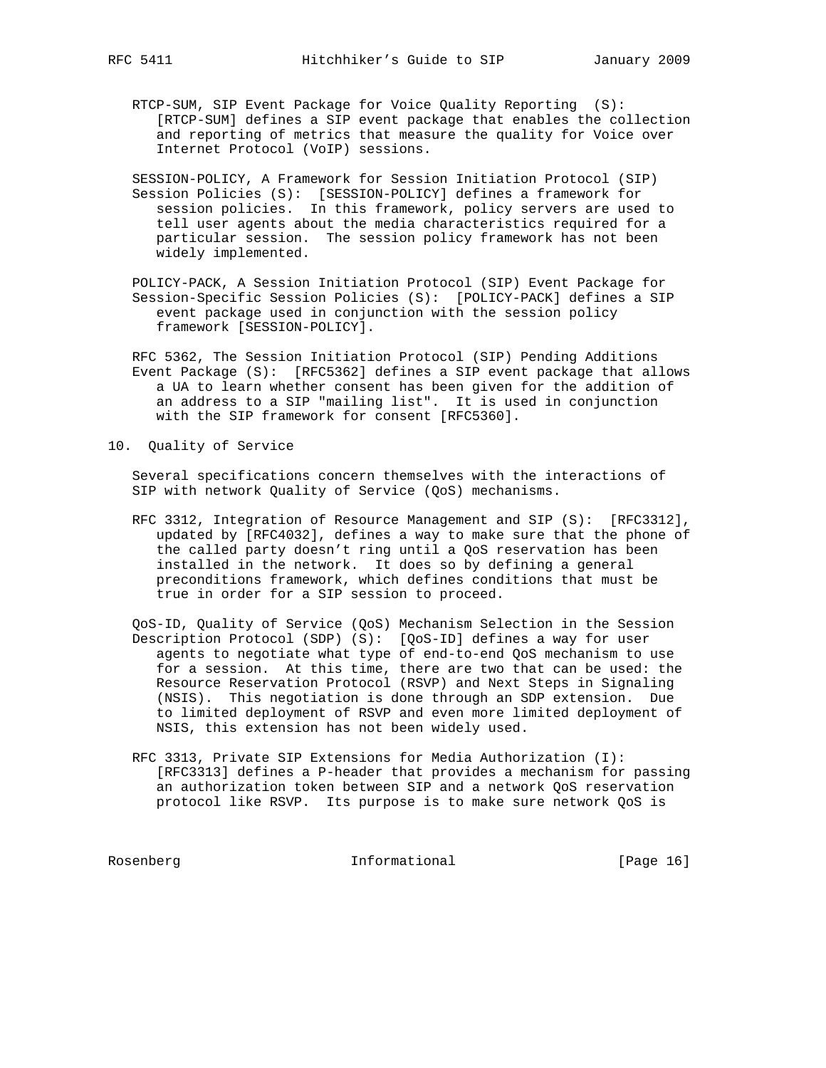RTCP-SUM, SIP Event Package for Voice Quality Reporting (S): [RTCP-SUM] defines a SIP event package that enables the collection and reporting of metrics that measure the quality for Voice over Internet Protocol (VoIP) sessions.

SESSION-POLICY, A Framework for Session Initiation Protocol (SIP) Session Policies (S): [SESSION-POLICY] defines a framework for session policies. In this framework, policy servers are used to tell user agents about the media characteristics required for a particular session. The session policy framework has not been widely implemented.

POLICY-PACK, A Session Initiation Protocol (SIP) Event Package for Session-Specific Session Policies (S): [POLICY-PACK] defines a SIP event package used in conjunction with the session policy framework [SESSION-POLICY].

RFC 5362, The Session Initiation Protocol (SIP) Pending Additions Event Package (S): [RFC5362] defines a SIP event package that allows a UA to learn whether consent has been given for the addition of an address to a SIP "mailing list". It is used in conjunction with the SIP framework for consent [RFC5360].

## 10. Quality of Service

Several specifications concern themselves with the interactions of SIP with network Quality of Service (QoS) mechanisms.

RFC 3312, Integration of Resource Management and SIP (S): [RFC3312], updated by [RFC4032], defines a way to make sure that the phone of the called party doesn't ring until a QoS reservation has been installed in the network. It does so by defining a general preconditions framework, which defines conditions that must be true in order for a SIP session to proceed.

QoS-ID, Quality of Service (QoS) Mechanism Selection in the Session Description Protocol (SDP) (S): [QoS-ID] defines a way for user agents to negotiate what type of end-to-end QoS mechanism to use for a session. At this time, there are two that can be used: the Resource Reservation Protocol (RSVP) and Next Steps in Signaling (NSIS). This negotiation is done through an SDP extension. Due to limited deployment of RSVP and even more limited deployment of NSIS, this extension has not been widely used.

RFC 3313, Private SIP Extensions for Media Authorization (I): [RFC3313] defines a P-header that provides a mechanism for passing an authorization token between SIP and a network QoS reservation protocol like RSVP. Its purpose is to make sure network QoS is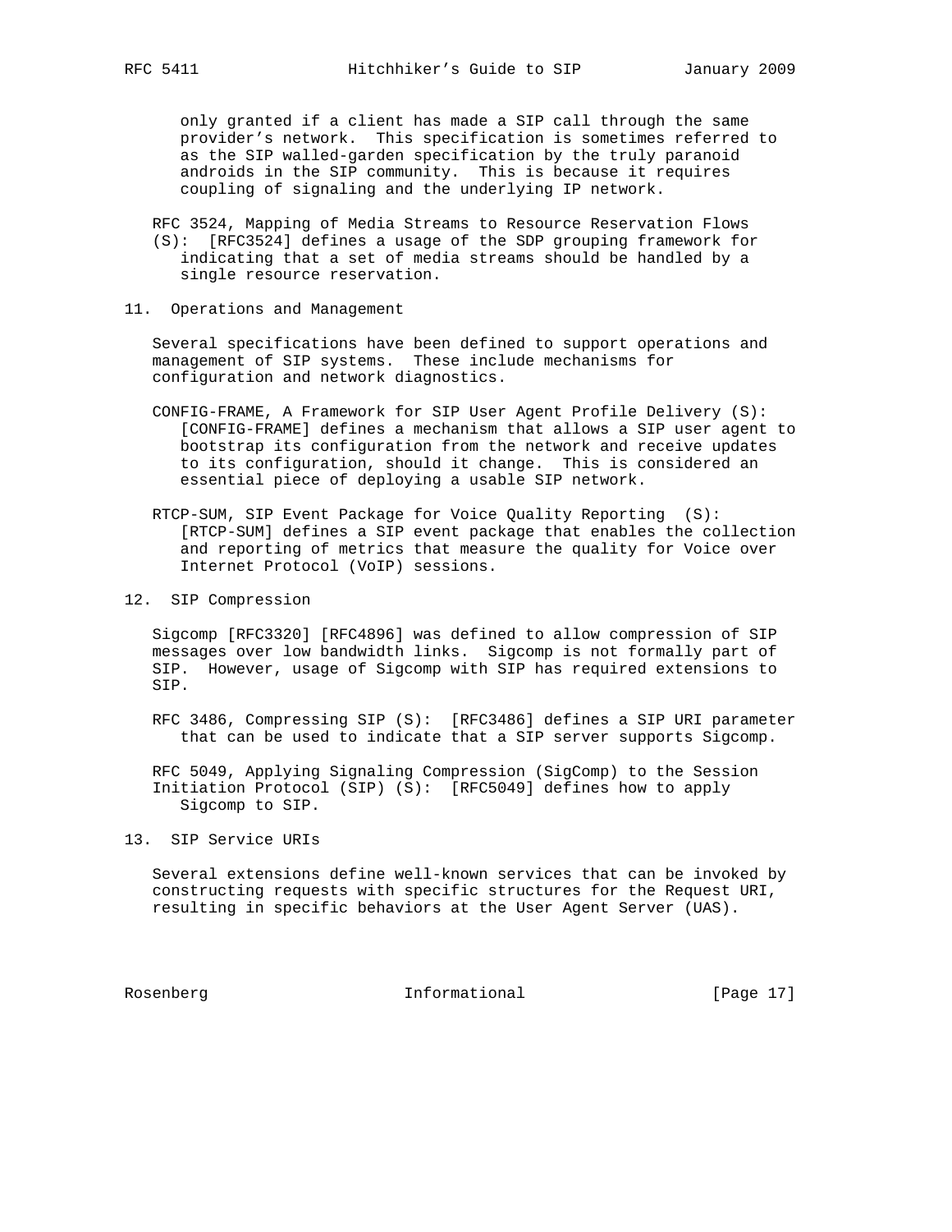only granted if a client has made a SIP call through the same provider's network. This specification is sometimes referred to as the SIP walled-garden specification by the truly paranoid androids in the SIP community. This is because it requires coupling of signaling and the underlying IP network.

RFC 3524, Mapping of Media Streams to Resource Reservation Flows (S): [RFC3524] defines a usage of the SDP grouping framework for indicating that a set of media streams should be handled by a single resource reservation.

## 11. Operations and Management

Several specifications have been defined to support operations and management of SIP systems. These include mechanisms for configuration and network diagnostics.

CONFIG-FRAME, A Framework for SIP User Agent Profile Delivery (S): [CONFIG-FRAME] defines a mechanism that allows a SIP user agent to bootstrap its configuration from the network and receive updates to its configuration, should it change. This is considered an essential piece of deploying a usable SIP network.

RTCP-SUM, SIP Event Package for Voice Quality Reporting (S): [RTCP-SUM] defines a SIP event package that enables the collection and reporting of metrics that measure the quality for Voice over Internet Protocol (VoIP) sessions.

## 12. SIP Compression

Sigcomp [RFC3320] [RFC4896] was defined to allow compression of SIP messages over low bandwidth links. Sigcomp is not formally part of SIP. However, usage of Sigcomp with SIP has required extensions to SIP.

RFC 3486, Compressing SIP (S): [RFC3486] defines a SIP URI parameter that can be used to indicate that a SIP server supports Sigcomp.

RFC 5049, Applying Signaling Compression (SigComp) to the Session Initiation Protocol (SIP) (S): [RFC5049] defines how to apply Sigcomp to SIP.

## 13. SIP Service URIs

Several extensions define well-known services that can be invoked by constructing requests with specific structures for the Request URI, resulting in specific behaviors at the User Agent Server (UAS).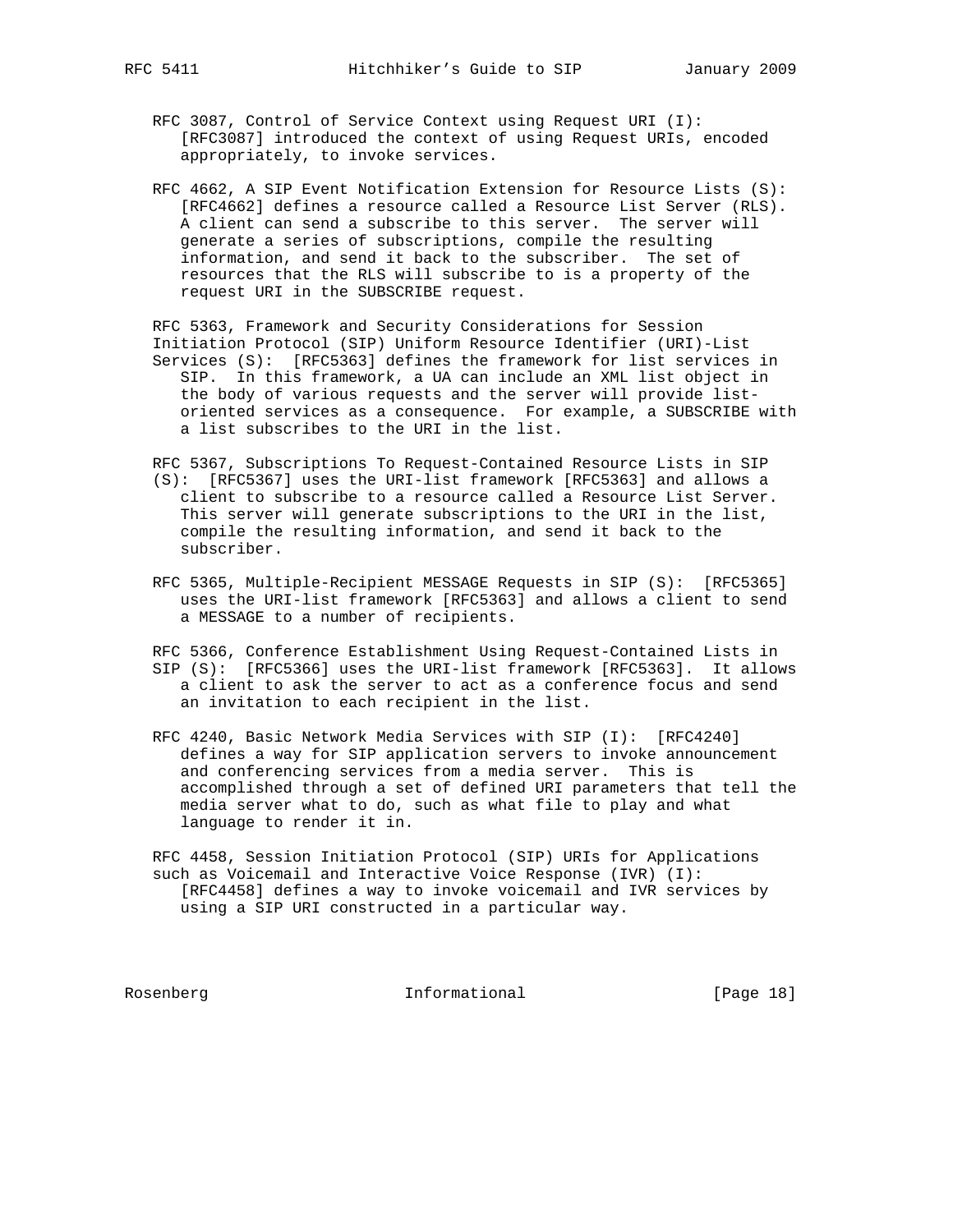RFC 3087, Control of Service Context using Request URI (I):
[RFC3087] introduced the context of using Request URIs, encoded appropriately, to invoke services.

RFC 4662, A SIP Event Notification Extension for Resource Lists (S):
[RFC4662] defines a resource called a Resource List Server (RLS). A client can send a subscribe to this server. The server will generate a series of subscriptions, compile the resulting information, and send it back to the subscriber. The set of resources that the RLS will subscribe to is a property of the request URI in the SUBSCRIBE request.

RFC 5363, Framework and Security Considerations for Session Initiation Protocol (SIP) Uniform Resource Identifier (URI)-List Services (S): [RFC5363] defines the framework for list services in SIP. In this framework, a UA can include an XML list object in the body of various requests and the server will provide list-oriented services as a consequence. For example, a SUBSCRIBE with a list subscribes to the URI in the list.

RFC 5367, Subscriptions To Request-Contained Resource Lists in SIP (S): [RFC5367] uses the URI-list framework [RFC5363] and allows a client to subscribe to a resource called a Resource List Server. This server will generate subscriptions to the URI in the list, compile the resulting information, and send it back to the subscriber.

RFC 5365, Multiple-Recipient MESSAGE Requests in SIP (S): [RFC5365] uses the URI-list framework [RFC5363] and allows a client to send a MESSAGE to a number of recipients.

RFC 5366, Conference Establishment Using Request-Contained Lists in SIP (S): [RFC5366] uses the URI-list framework [RFC5363]. It allows a client to ask the server to act as a conference focus and send an invitation to each recipient in the list.

RFC 4240, Basic Network Media Services with SIP (I): [RFC4240] defines a way for SIP application servers to invoke announcement and conferencing services from a media server. This is accomplished through a set of defined URI parameters that tell the media server what to do, such as what file to play and what language to render it in.

RFC 4458, Session Initiation Protocol (SIP) URIs for Applications such as Voicemail and Interactive Voice Response (IVR) (I):
[RFC4458] defines a way to invoke voicemail and IVR services by using a SIP URI constructed in a particular way.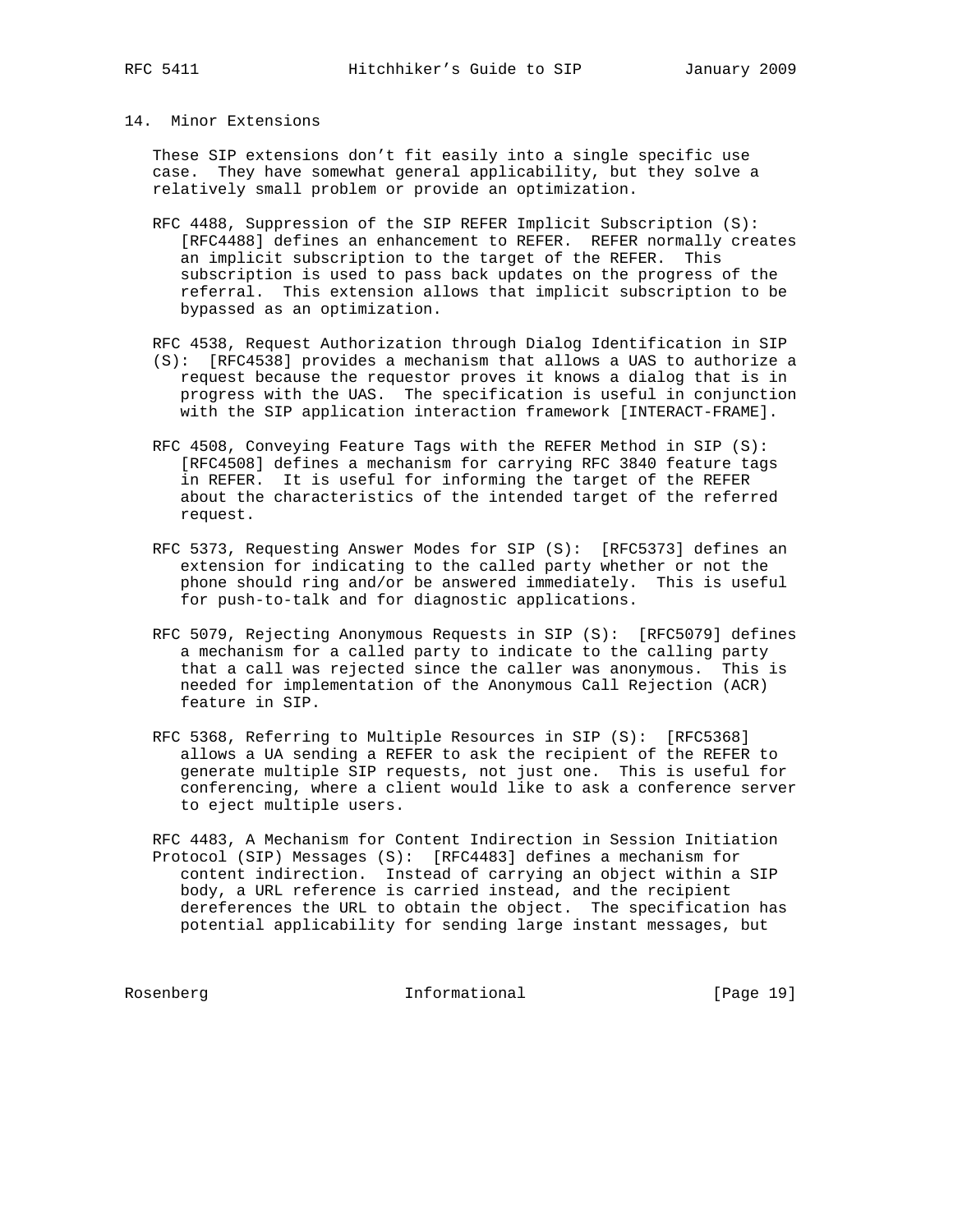## 14. Minor Extensions

These SIP extensions don't fit easily into a single specific use case. They have somewhat general applicability, but they solve a relatively small problem or provide an optimization.

RFC 4488, Suppression of the SIP REFER Implicit Subscription (S): [RFC4488] defines an enhancement to REFER. REFER normally creates an implicit subscription to the target of the REFER. This subscription is used to pass back updates on the progress of the referral. This extension allows that implicit subscription to be bypassed as an optimization.

RFC 4538, Request Authorization through Dialog Identification in SIP (S): [RFC4538] provides a mechanism that allows a UAS to authorize a request because the requestor proves it knows a dialog that is in progress with the UAS. The specification is useful in conjunction with the SIP application interaction framework [INTERACT-FRAME].

RFC 4508, Conveying Feature Tags with the REFER Method in SIP (S): [RFC4508] defines a mechanism for carrying RFC 3840 feature tags in REFER. It is useful for informing the target of the REFER about the characteristics of the intended target of the referred request.

RFC 5373, Requesting Answer Modes for SIP (S): [RFC5373] defines an extension for indicating to the called party whether or not the phone should ring and/or be answered immediately. This is useful for push-to-talk and for diagnostic applications.

RFC 5079, Rejecting Anonymous Requests in SIP (S): [RFC5079] defines a mechanism for a called party to indicate to the calling party that a call was rejected since the caller was anonymous. This is needed for implementation of the Anonymous Call Rejection (ACR) feature in SIP.

RFC 5368, Referring to Multiple Resources in SIP (S): [RFC5368] allows a UA sending a REFER to ask the recipient of the REFER to generate multiple SIP requests, not just one. This is useful for conferencing, where a client would like to ask a conference server to eject multiple users.

RFC 4483, A Mechanism for Content Indirection in Session Initiation Protocol (SIP) Messages (S): [RFC4483] defines a mechanism for content indirection. Instead of carrying an object within a SIP body, a URL reference is carried instead, and the recipient dereferences the URL to obtain the object. The specification has potential applicability for sending large instant messages, but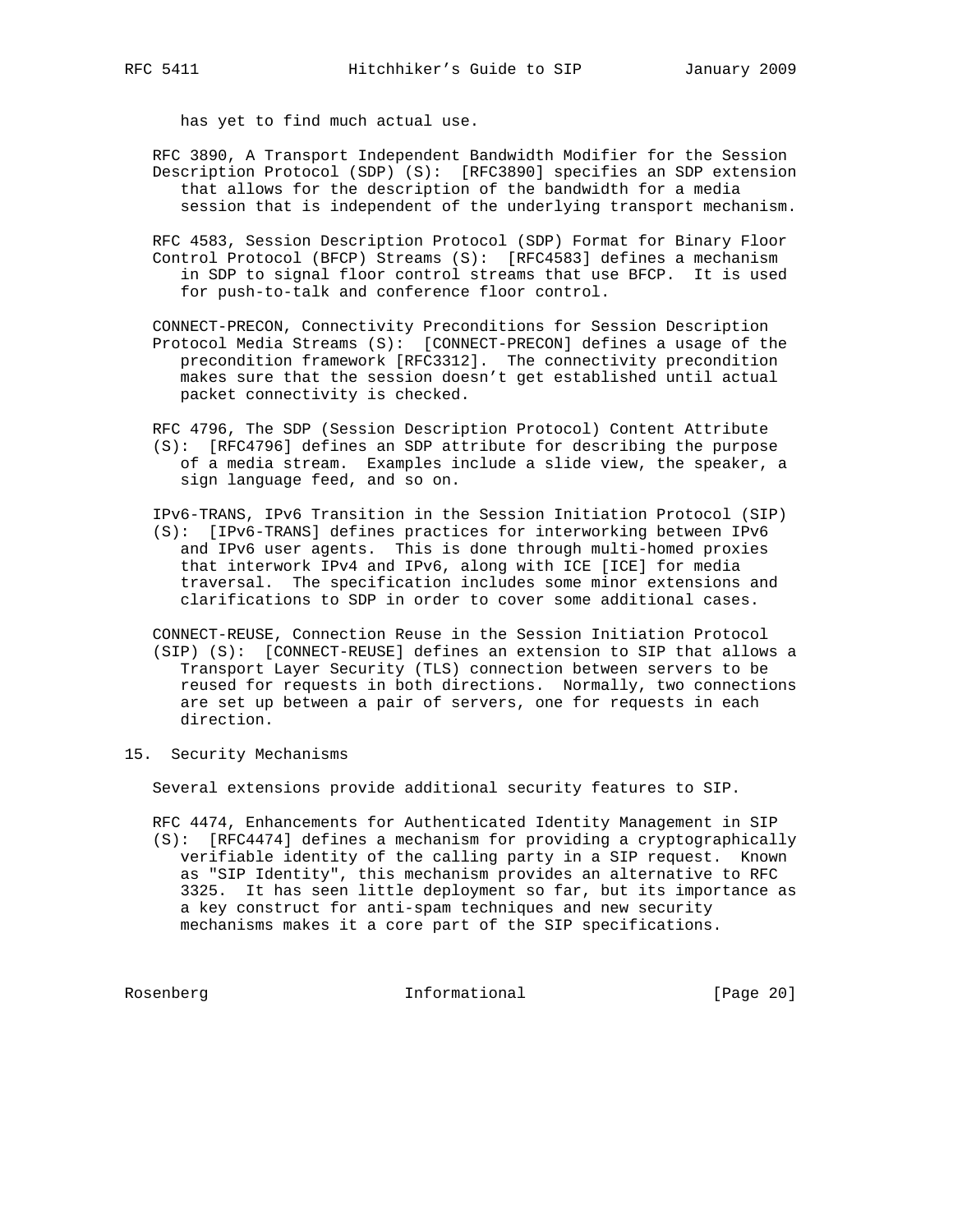has yet to find much actual use.

RFC 3890, A Transport Independent Bandwidth Modifier for the Session Description Protocol (SDP) (S): [RFC3890] specifies an SDP extension that allows for the description of the bandwidth for a media session that is independent of the underlying transport mechanism.

RFC 4583, Session Description Protocol (SDP) Format for Binary Floor Control Protocol (BFCP) Streams (S): [RFC4583] defines a mechanism in SDP to signal floor control streams that use BFCP. It is used for push-to-talk and conference floor control.

CONNECT-PRECON, Connectivity Preconditions for Session Description Protocol Media Streams (S): [CONNECT-PRECON] defines a usage of the precondition framework [RFC3312]. The connectivity precondition makes sure that the session doesn't get established until actual packet connectivity is checked.

RFC 4796, The SDP (Session Description Protocol) Content Attribute (S): [RFC4796] defines an SDP attribute for describing the purpose of a media stream. Examples include a slide view, the speaker, a sign language feed, and so on.

IPv6-TRANS, IPv6 Transition in the Session Initiation Protocol (SIP) (S): [IPv6-TRANS] defines practices for interworking between IPv6 and IPv6 user agents. This is done through multi-homed proxies that interwork IPv4 and IPv6, along with ICE [ICE] for media traversal. The specification includes some minor extensions and clarifications to SDP in order to cover some additional cases.

CONNECT-REUSE, Connection Reuse in the Session Initiation Protocol (SIP) (S): [CONNECT-REUSE] defines an extension to SIP that allows a Transport Layer Security (TLS) connection between servers to be reused for requests in both directions. Normally, two connections are set up between a pair of servers, one for requests in each direction.

## 15. Security Mechanisms

Several extensions provide additional security features to SIP.

RFC 4474, Enhancements for Authenticated Identity Management in SIP (S): [RFC4474] defines a mechanism for providing a cryptographically verifiable identity of the calling party in a SIP request. Known as "SIP Identity", this mechanism provides an alternative to RFC 3325. It has seen little deployment so far, but its importance as a key construct for anti-spam techniques and new security mechanisms makes it a core part of the SIP specifications.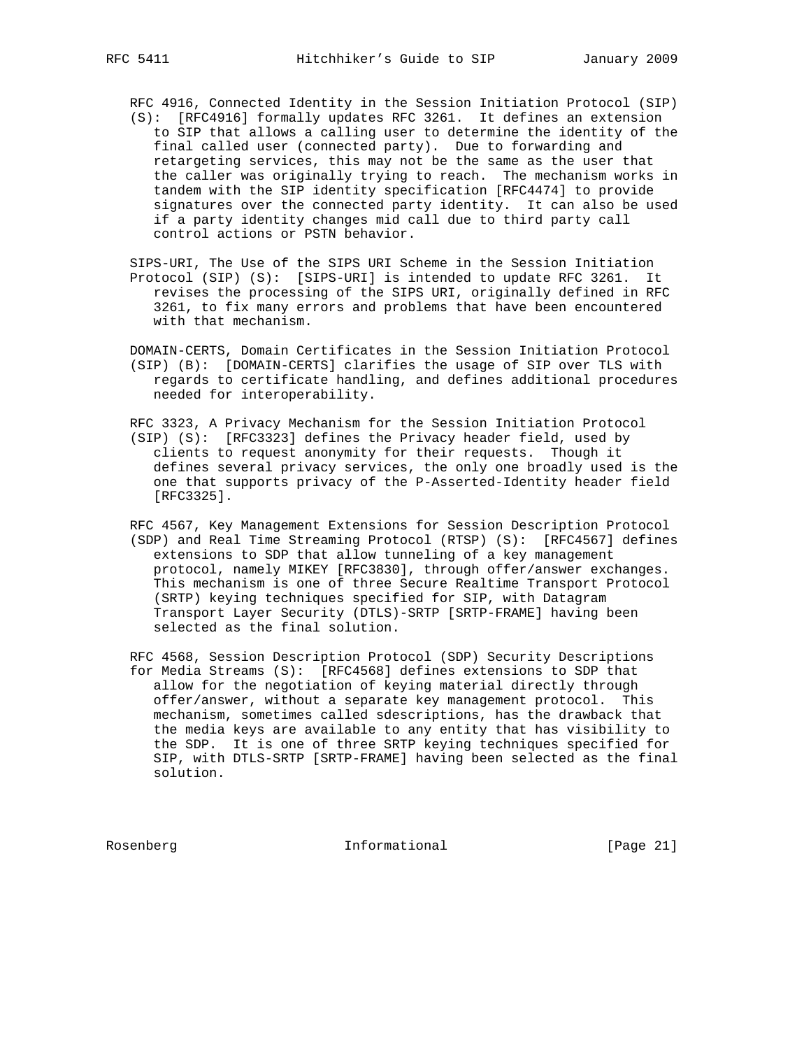RFC 4916, Connected Identity in the Session Initiation Protocol (SIP) (S): [RFC4916] formally updates RFC 3261. It defines an extension to SIP that allows a calling user to determine the identity of the final called user (connected party). Due to forwarding and retargeting services, this may not be the same as the user that the caller was originally trying to reach. The mechanism works in tandem with the SIP identity specification [RFC4474] to provide signatures over the connected party identity. It can also be used if a party identity changes mid call due to third party call control actions or PSTN behavior.

SIPS-URI, The Use of the SIPS URI Scheme in the Session Initiation Protocol (SIP) (S): [SIPS-URI] is intended to update RFC 3261. It revises the processing of the SIPS URI, originally defined in RFC 3261, to fix many errors and problems that have been encountered with that mechanism.

DOMAIN-CERTS, Domain Certificates in the Session Initiation Protocol (SIP) (B): [DOMAIN-CERTS] clarifies the usage of SIP over TLS with regards to certificate handling, and defines additional procedures needed for interoperability.

RFC 3323, A Privacy Mechanism for the Session Initiation Protocol (SIP) (S): [RFC3323] defines the Privacy header field, used by clients to request anonymity for their requests. Though it defines several privacy services, the only one broadly used is the one that supports privacy of the P-Asserted-Identity header field [RFC3325].

RFC 4567, Key Management Extensions for Session Description Protocol (SDP) and Real Time Streaming Protocol (RTSP) (S): [RFC4567] defines extensions to SDP that allow tunneling of a key management protocol, namely MIKEY [RFC3830], through offer/answer exchanges. This mechanism is one of three Secure Realtime Transport Protocol (SRTP) keying techniques specified for SIP, with Datagram Transport Layer Security (DTLS)-SRTP [SRTP-FRAME] having been selected as the final solution.

RFC 4568, Session Description Protocol (SDP) Security Descriptions for Media Streams (S): [RFC4568] defines extensions to SDP that allow for the negotiation of keying material directly through offer/answer, without a separate key management protocol. This mechanism, sometimes called sdescriptions, has the drawback that the media keys are available to any entity that has visibility to the SDP. It is one of three SRTP keying techniques specified for SIP, with DTLS-SRTP [SRTP-FRAME] having been selected as the final solution.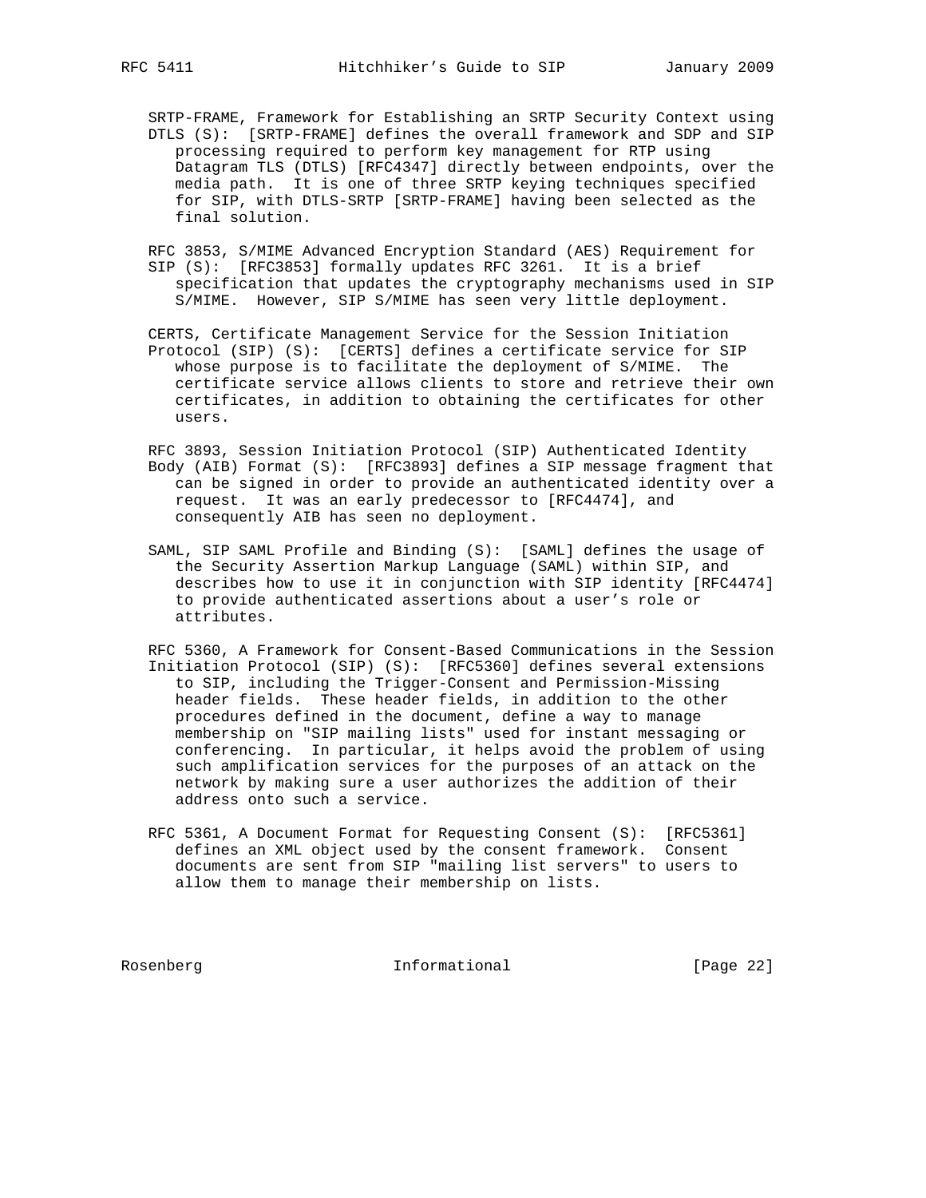SRTP-FRAME, Framework for Establishing an SRTP Security Context using DTLS (S): [SRTP-FRAME] defines the overall framework and SDP and SIP processing required to perform key management for RTP using Datagram TLS (DTLS) [RFC4347] directly between endpoints, over the media path. It is one of three SRTP keying techniques specified for SIP, with DTLS-SRTP [SRTP-FRAME] having been selected as the final solution.

RFC 3853, S/MIME Advanced Encryption Standard (AES) Requirement for SIP (S): [RFC3853] formally updates RFC 3261. It is a brief specification that updates the cryptography mechanisms used in SIP S/MIME. However, SIP S/MIME has seen very little deployment.

CERTS, Certificate Management Service for the Session Initiation Protocol (SIP) (S): [CERTS] defines a certificate service for SIP whose purpose is to facilitate the deployment of S/MIME. The certificate service allows clients to store and retrieve their own certificates, in addition to obtaining the certificates for other users.

RFC 3893, Session Initiation Protocol (SIP) Authenticated Identity Body (AIB) Format (S): [RFC3893] defines a SIP message fragment that can be signed in order to provide an authenticated identity over a request. It was an early predecessor to [RFC4474], and consequently AIB has seen no deployment.

SAML, SIP SAML Profile and Binding (S): [SAML] defines the usage of the Security Assertion Markup Language (SAML) within SIP, and describes how to use it in conjunction with SIP identity [RFC4474] to provide authenticated assertions about a user's role or attributes.

RFC 5360, A Framework for Consent-Based Communications in the Session Initiation Protocol (SIP) (S): [RFC5360] defines several extensions to SIP, including the Trigger-Consent and Permission-Missing header fields. These header fields, in addition to the other procedures defined in the document, define a way to manage membership on "SIP mailing lists" used for instant messaging or conferencing. In particular, it helps avoid the problem of using such amplification services for the purposes of an attack on the network by making sure a user authorizes the addition of their address onto such a service.

RFC 5361, A Document Format for Requesting Consent (S): [RFC5361] defines an XML object used by the consent framework. Consent documents are sent from SIP "mailing list servers" to users to allow them to manage their membership on lists.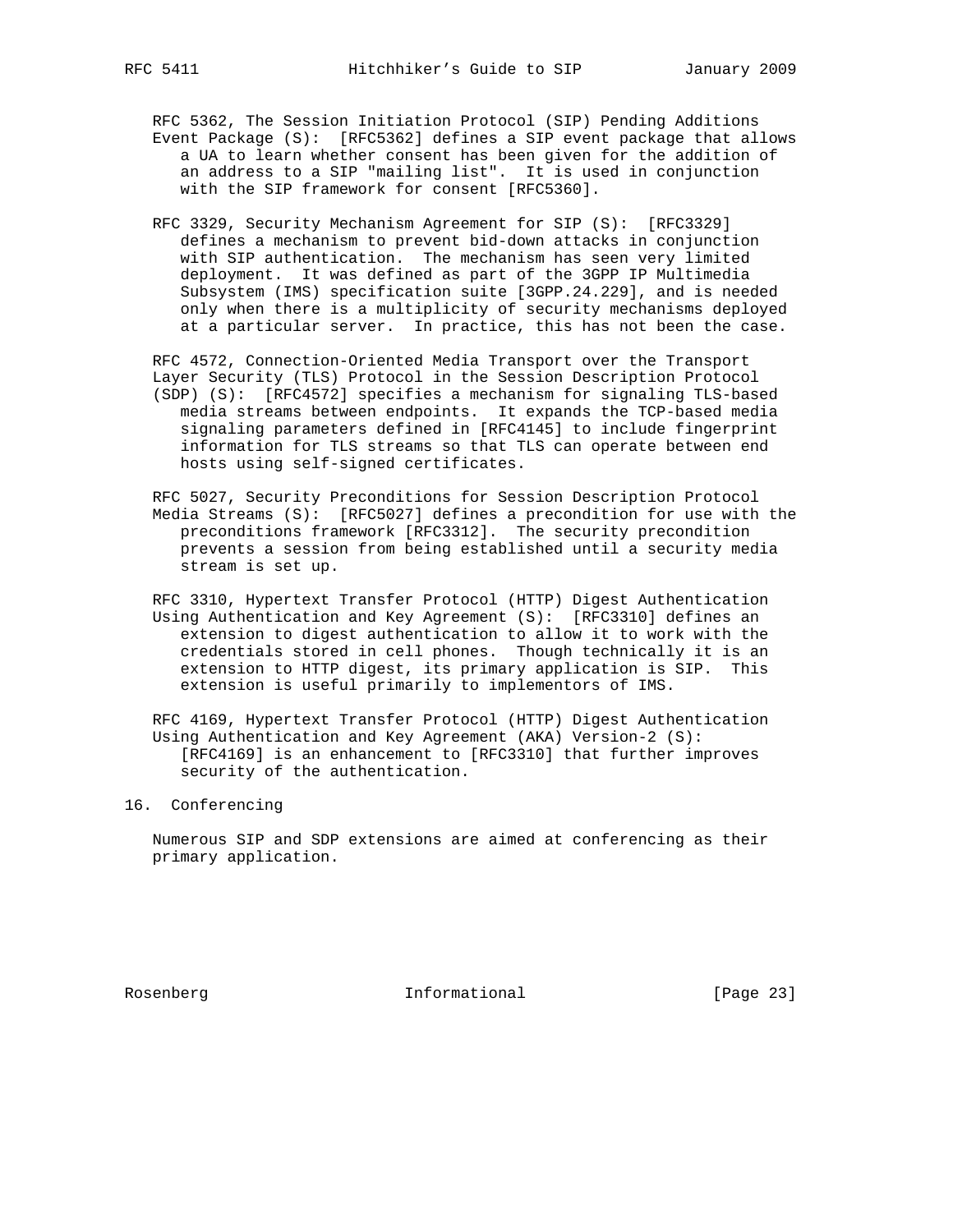RFC 5362, The Session Initiation Protocol (SIP) Pending Additions Event Package (S): [RFC5362] defines a SIP event package that allows a UA to learn whether consent has been given for the addition of an address to a SIP "mailing list". It is used in conjunction with the SIP framework for consent [RFC5360].

RFC 3329, Security Mechanism Agreement for SIP (S): [RFC3329] defines a mechanism to prevent bid-down attacks in conjunction with SIP authentication. The mechanism has seen very limited deployment. It was defined as part of the 3GPP IP Multimedia Subsystem (IMS) specification suite [3GPP.24.229], and is needed only when there is a multiplicity of security mechanisms deployed at a particular server. In practice, this has not been the case.

RFC 4572, Connection-Oriented Media Transport over the Transport Layer Security (TLS) Protocol in the Session Description Protocol (SDP) (S): [RFC4572] specifies a mechanism for signaling TLS-based media streams between endpoints. It expands the TCP-based media signaling parameters defined in [RFC4145] to include fingerprint information for TLS streams so that TLS can operate between end hosts using self-signed certificates.

RFC 5027, Security Preconditions for Session Description Protocol Media Streams (S): [RFC5027] defines a precondition for use with the preconditions framework [RFC3312]. The security precondition prevents a session from being established until a security media stream is set up.

RFC 3310, Hypertext Transfer Protocol (HTTP) Digest Authentication Using Authentication and Key Agreement (S): [RFC3310] defines an extension to digest authentication to allow it to work with the credentials stored in cell phones. Though technically it is an extension to HTTP digest, its primary application is SIP. This extension is useful primarily to implementors of IMS.

RFC 4169, Hypertext Transfer Protocol (HTTP) Digest Authentication Using Authentication and Key Agreement (AKA) Version-2 (S): [RFC4169] is an enhancement to [RFC3310] that further improves security of the authentication.

## 16. Conferencing

Numerous SIP and SDP extensions are aimed at conferencing as their primary application.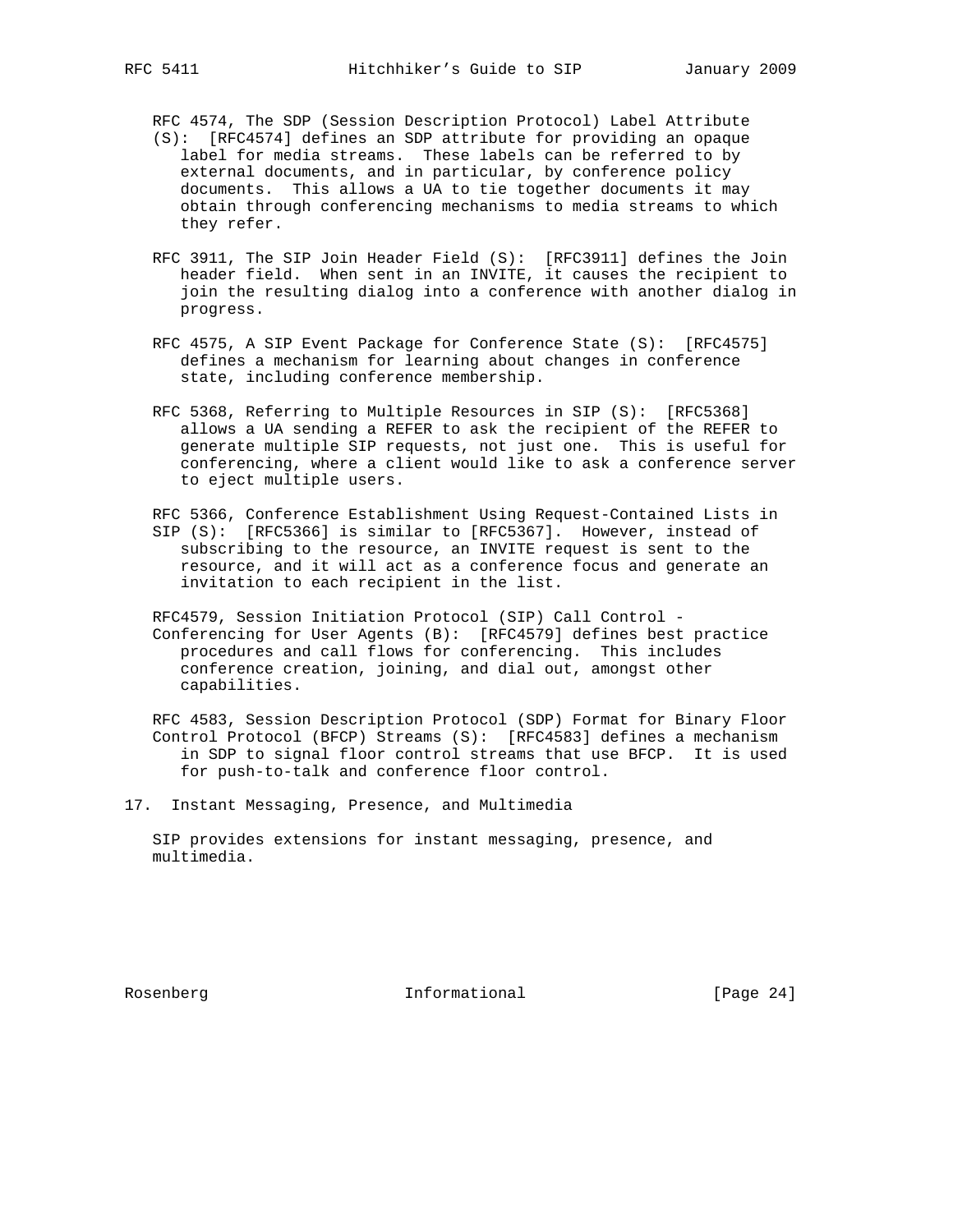RFC 4574, The SDP (Session Description Protocol) Label Attribute (S): [RFC4574] defines an SDP attribute for providing an opaque label for media streams. These labels can be referred to by external documents, and in particular, by conference policy documents. This allows a UA to tie together documents it may obtain through conferencing mechanisms to media streams to which they refer.

RFC 3911, The SIP Join Header Field (S): [RFC3911] defines the Join header field. When sent in an INVITE, it causes the recipient to join the resulting dialog into a conference with another dialog in progress.

RFC 4575, A SIP Event Package for Conference State (S): [RFC4575] defines a mechanism for learning about changes in conference state, including conference membership.

RFC 5368, Referring to Multiple Resources in SIP (S): [RFC5368] allows a UA sending a REFER to ask the recipient of the REFER to generate multiple SIP requests, not just one. This is useful for conferencing, where a client would like to ask a conference server to eject multiple users.

RFC 5366, Conference Establishment Using Request-Contained Lists in SIP (S): [RFC5366] is similar to [RFC5367]. However, instead of subscribing to the resource, an INVITE request is sent to the resource, and it will act as a conference focus and generate an invitation to each recipient in the list.

RFC4579, Session Initiation Protocol (SIP) Call Control - Conferencing for User Agents (B): [RFC4579] defines best practice procedures and call flows for conferencing. This includes conference creation, joining, and dial out, amongst other capabilities.

RFC 4583, Session Description Protocol (SDP) Format for Binary Floor Control Protocol (BFCP) Streams (S): [RFC4583] defines a mechanism in SDP to signal floor control streams that use BFCP. It is used for push-to-talk and conference floor control.

## 17. Instant Messaging, Presence, and Multimedia

SIP provides extensions for instant messaging, presence, and multimedia.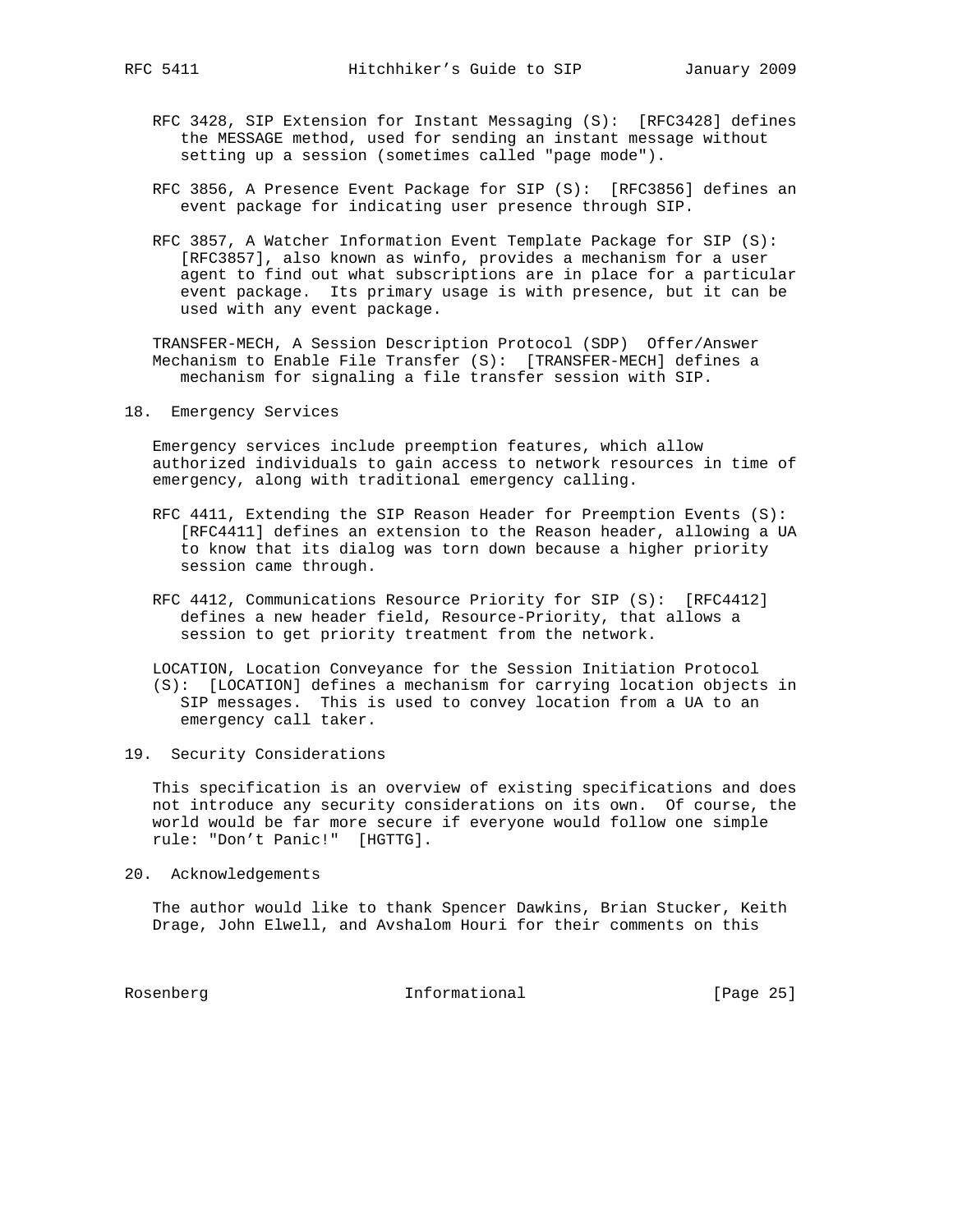RFC 3428, SIP Extension for Instant Messaging (S): [RFC3428] defines the MESSAGE method, used for sending an instant message without setting up a session (sometimes called "page mode").

RFC 3856, A Presence Event Package for SIP (S): [RFC3856] defines an event package for indicating user presence through SIP.

RFC 3857, A Watcher Information Event Template Package for SIP (S): [RFC3857], also known as winfo, provides a mechanism for a user agent to find out what subscriptions are in place for a particular event package. Its primary usage is with presence, but it can be used with any event package.

TRANSFER-MECH, A Session Description Protocol (SDP) Offer/Answer Mechanism to Enable File Transfer (S): [TRANSFER-MECH] defines a mechanism for signaling a file transfer session with SIP.

## 18. Emergency Services

Emergency services include preemption features, which allow authorized individuals to gain access to network resources in time of emergency, along with traditional emergency calling.

RFC 4411, Extending the SIP Reason Header for Preemption Events (S): [RFC4411] defines an extension to the Reason header, allowing a UA to know that its dialog was torn down because a higher priority session came through.

RFC 4412, Communications Resource Priority for SIP (S): [RFC4412] defines a new header field, Resource-Priority, that allows a session to get priority treatment from the network.

LOCATION, Location Conveyance for the Session Initiation Protocol (S): [LOCATION] defines a mechanism for carrying location objects in SIP messages. This is used to convey location from a UA to an emergency call taker.

## 19. Security Considerations

This specification is an overview of existing specifications and does not introduce any security considerations on its own. Of course, the world would be far more secure if everyone would follow one simple rule: "Don't Panic!" [HGTTG].

## 20. Acknowledgements

The author would like to thank Spencer Dawkins, Brian Stucker, Keith Drage, John Elwell, and Avshalom Houri for their comments on this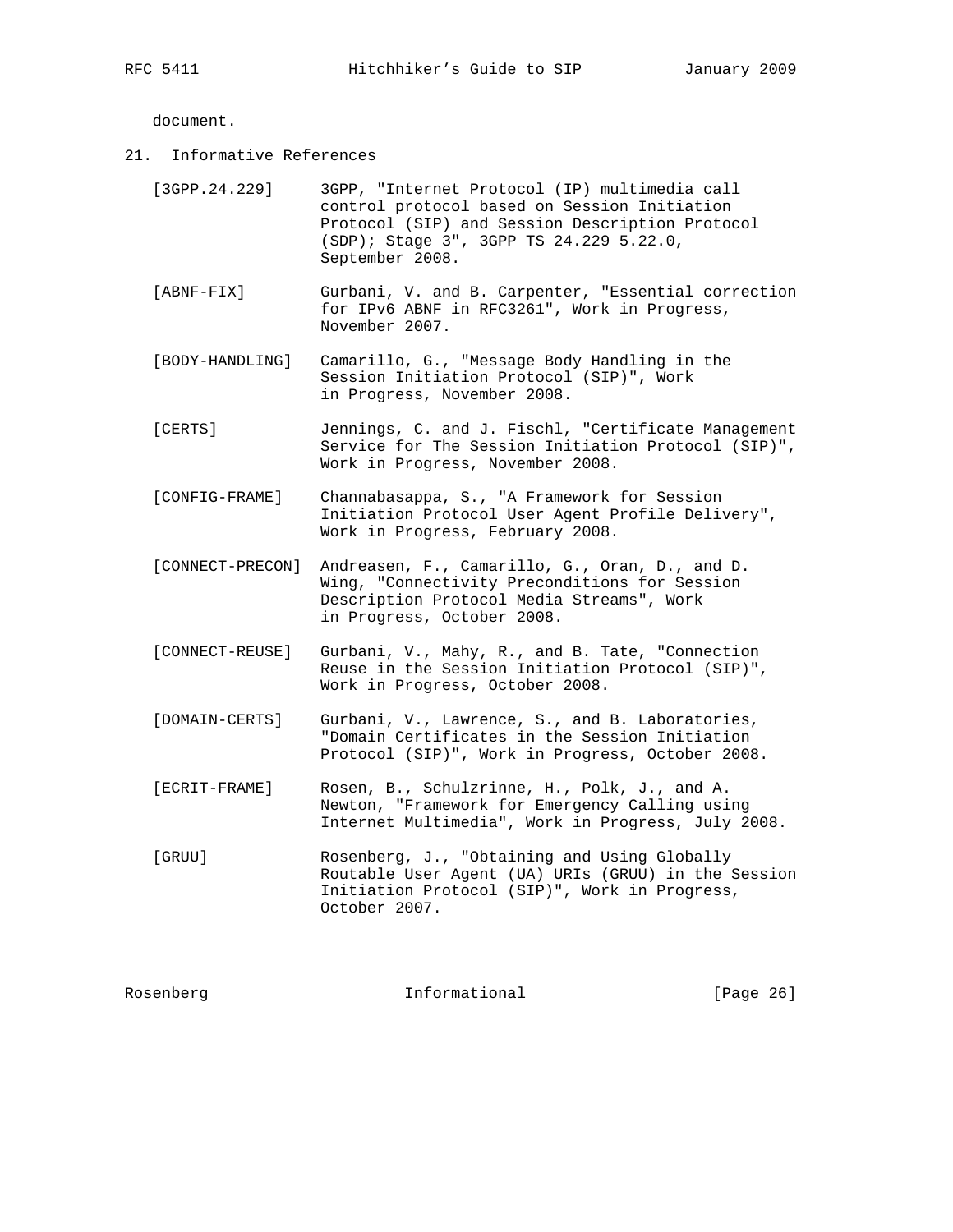document.

## 21. Informative References

[3GPP.24.229] 3GPP, "Internet Protocol (IP) multimedia call control protocol based on Session Initiation Protocol (SIP) and Session Description Protocol (SDP); Stage 3", 3GPP TS 24.229 5.22.0, September 2008.

[ABNF-FIX] Gurbani, V. and B. Carpenter, "Essential correction for IPv6 ABNF in RFC3261", Work in Progress, November 2007.

[BODY-HANDLING] Camarillo, G., "Message Body Handling in the Session Initiation Protocol (SIP)", Work in Progress, November 2008.

[CERTS] Jennings, C. and J. Fischl, "Certificate Management Service for The Session Initiation Protocol (SIP)", Work in Progress, November 2008.

[CONFIG-FRAME] Channabasappa, S., "A Framework for Session Initiation Protocol User Agent Profile Delivery", Work in Progress, February 2008.

[CONNECT-PRECON] Andreasen, F., Camarillo, G., Oran, D., and D. Wing, "Connectivity Preconditions for Session Description Protocol Media Streams", Work in Progress, October 2008.

[CONNECT-REUSE] Gurbani, V., Mahy, R., and B. Tate, "Connection Reuse in the Session Initiation Protocol (SIP)", Work in Progress, October 2008.

[DOMAIN-CERTS] Gurbani, V., Lawrence, S., and B. Laboratories, "Domain Certificates in the Session Initiation Protocol (SIP)", Work in Progress, October 2008.

[ECRIT-FRAME] Rosen, B., Schulzrinne, H., Polk, J., and A. Newton, "Framework for Emergency Calling using Internet Multimedia", Work in Progress, July 2008.

[GRUU] Rosenberg, J., "Obtaining and Using Globally Routable User Agent (UA) URIs (GRUU) in the Session Initiation Protocol (SIP)", Work in Progress, October 2007.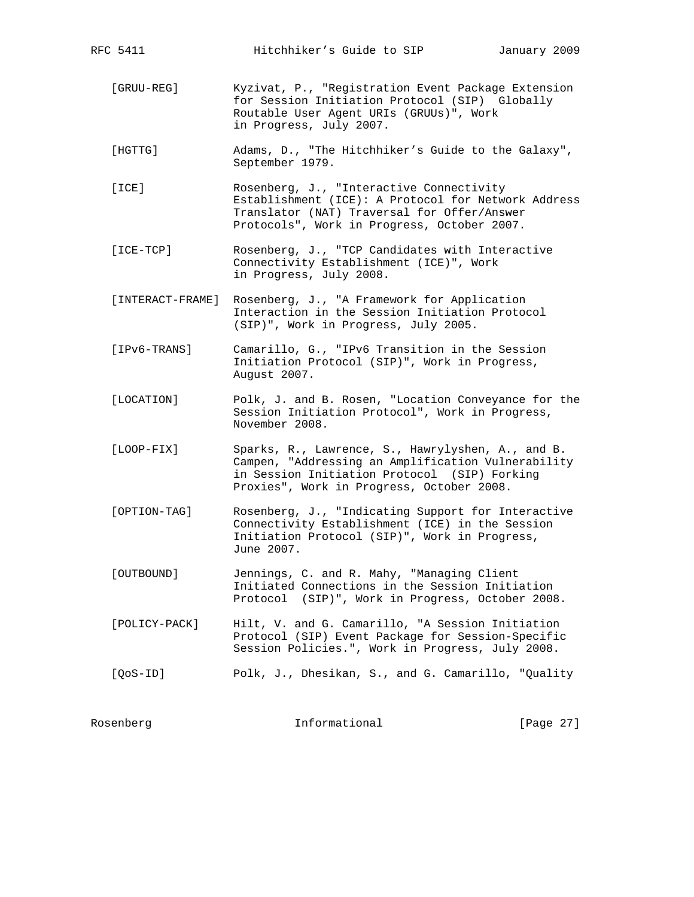[GRUU-REG] Kyzivat, P., "Registration Event Package Extension for Session Initiation Protocol (SIP) Globally Routable User Agent URIs (GRUUs)", Work in Progress, July 2007.

[HGTTG] Adams, D., "The Hitchhiker's Guide to the Galaxy", September 1979.

[ICE] Rosenberg, J., "Interactive Connectivity Establishment (ICE): A Protocol for Network Address Translator (NAT) Traversal for Offer/Answer Protocols", Work in Progress, October 2007.

[ICE-TCP] Rosenberg, J., "TCP Candidates with Interactive Connectivity Establishment (ICE)", Work in Progress, July 2008.

[INTERACT-FRAME] Rosenberg, J., "A Framework for Application Interaction in the Session Initiation Protocol (SIP)", Work in Progress, July 2005.

[IPv6-TRANS] Camarillo, G., "IPv6 Transition in the Session Initiation Protocol (SIP)", Work in Progress, August 2007.

[LOCATION] Polk, J. and B. Rosen, "Location Conveyance for the Session Initiation Protocol", Work in Progress, November 2008.

[LOOP-FIX] Sparks, R., Lawrence, S., Hawrylyshen, A., and B. Campen, "Addressing an Amplification Vulnerability in Session Initiation Protocol (SIP) Forking Proxies", Work in Progress, October 2008.

[OPTION-TAG] Rosenberg, J., "Indicating Support for Interactive Connectivity Establishment (ICE) in the Session Initiation Protocol (SIP)", Work in Progress, June 2007.

[OUTBOUND] Jennings, C. and R. Mahy, "Managing Client Initiated Connections in the Session Initiation Protocol (SIP)", Work in Progress, October 2008.

[POLICY-PACK] Hilt, V. and G. Camarillo, "A Session Initiation Protocol (SIP) Event Package for Session-Specific Session Policies.", Work in Progress, July 2008.

[QoS-ID] Polk, J., Dhesikan, S., and G. Camarillo, "Quality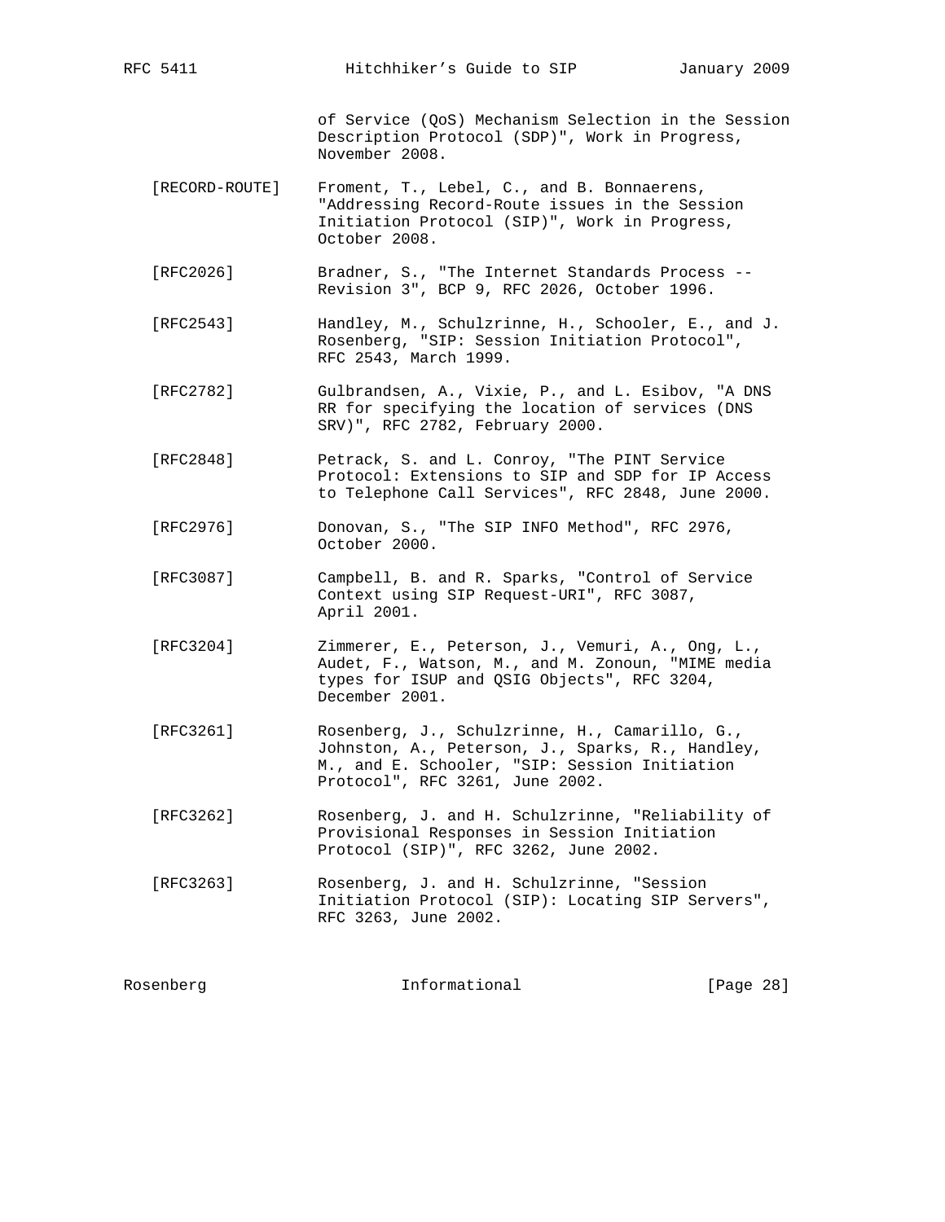of Service (QoS) Mechanism Selection in the Session Description Protocol (SDP)", Work in Progress, November 2008.

[RECORD-ROUTE] Froment, T., Lebel, C., and B. Bonnaerens, "Addressing Record-Route issues in the Session Initiation Protocol (SIP)", Work in Progress, October 2008.

[RFC2026] Bradner, S., "The Internet Standards Process -- Revision 3", BCP 9, RFC 2026, October 1996.

[RFC2543] Handley, M., Schulzrinne, H., Schooler, E., and J. Rosenberg, "SIP: Session Initiation Protocol", RFC 2543, March 1999.

[RFC2782] Gulbrandsen, A., Vixie, P., and L. Esibov, "A DNS RR for specifying the location of services (DNS SRV)", RFC 2782, February 2000.

[RFC2848] Petrack, S. and L. Conroy, "The PINT Service Protocol: Extensions to SIP and SDP for IP Access to Telephone Call Services", RFC 2848, June 2000.

[RFC2976] Donovan, S., "The SIP INFO Method", RFC 2976, October 2000.

[RFC3087] Campbell, B. and R. Sparks, "Control of Service Context using SIP Request-URI", RFC 3087, April 2001.

[RFC3204] Zimmerer, E., Peterson, J., Vemuri, A., Ong, L., Audet, F., Watson, M., and M. Zonoun, "MIME media types for ISUP and QSIG Objects", RFC 3204, December 2001.

[RFC3261] Rosenberg, J., Schulzrinne, H., Camarillo, G., Johnston, A., Peterson, J., Sparks, R., Handley, M., and E. Schooler, "SIP: Session Initiation Protocol", RFC 3261, June 2002.

[RFC3262] Rosenberg, J. and H. Schulzrinne, "Reliability of Provisional Responses in Session Initiation Protocol (SIP)", RFC 3262, June 2002.

[RFC3263] Rosenberg, J. and H. Schulzrinne, "Session Initiation Protocol (SIP): Locating SIP Servers", RFC 3263, June 2002.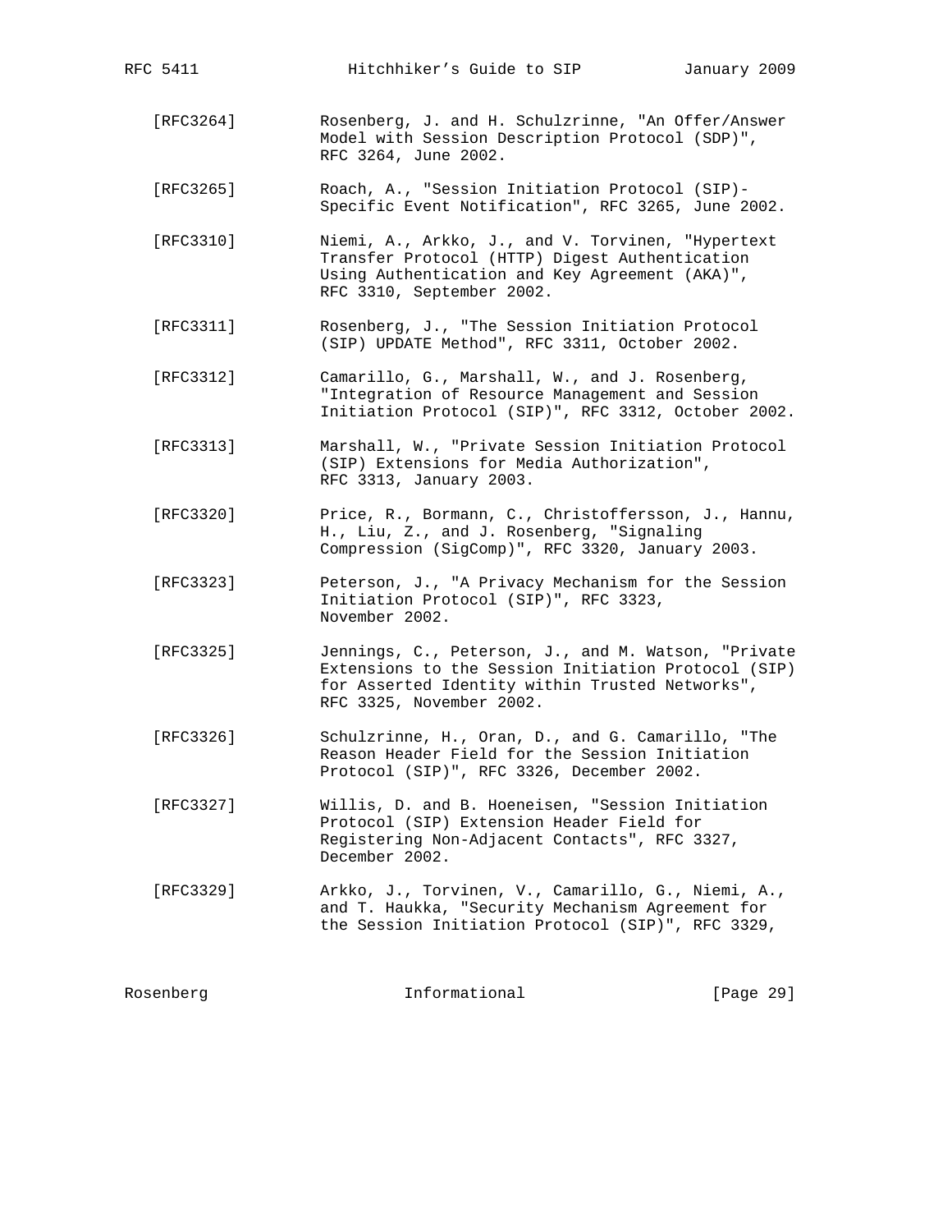[RFC3264] Rosenberg, J. and H. Schulzrinne, "An Offer/Answer Model with Session Description Protocol (SDP)", RFC 3264, June 2002.

[RFC3265] Roach, A., "Session Initiation Protocol (SIP)-Specific Event Notification", RFC 3265, June 2002.

[RFC3310] Niemi, A., Arkko, J., and V. Torvinen, "Hypertext Transfer Protocol (HTTP) Digest Authentication Using Authentication and Key Agreement (AKA)", RFC 3310, September 2002.

[RFC3311] Rosenberg, J., "The Session Initiation Protocol (SIP) UPDATE Method", RFC 3311, October 2002.

[RFC3312] Camarillo, G., Marshall, W., and J. Rosenberg, "Integration of Resource Management and Session Initiation Protocol (SIP)", RFC 3312, October 2002.

[RFC3313] Marshall, W., "Private Session Initiation Protocol (SIP) Extensions for Media Authorization", RFC 3313, January 2003.

[RFC3320] Price, R., Bormann, C., Christoffersson, J., Hannu, H., Liu, Z., and J. Rosenberg, "Signaling Compression (SigComp)", RFC 3320, January 2003.

[RFC3323] Peterson, J., "A Privacy Mechanism for the Session Initiation Protocol (SIP)", RFC 3323, November 2002.

[RFC3325] Jennings, C., Peterson, J., and M. Watson, "Private Extensions to the Session Initiation Protocol (SIP) for Asserted Identity within Trusted Networks", RFC 3325, November 2002.

[RFC3326] Schulzrinne, H., Oran, D., and G. Camarillo, "The Reason Header Field for the Session Initiation Protocol (SIP)", RFC 3326, December 2002.

[RFC3327] Willis, D. and B. Hoeneisen, "Session Initiation Protocol (SIP) Extension Header Field for Registering Non-Adjacent Contacts", RFC 3327, December 2002.

[RFC3329] Arkko, J., Torvinen, V., Camarillo, G., Niemi, A., and T. Haukka, "Security Mechanism Agreement for the Session Initiation Protocol (SIP)", RFC 3329,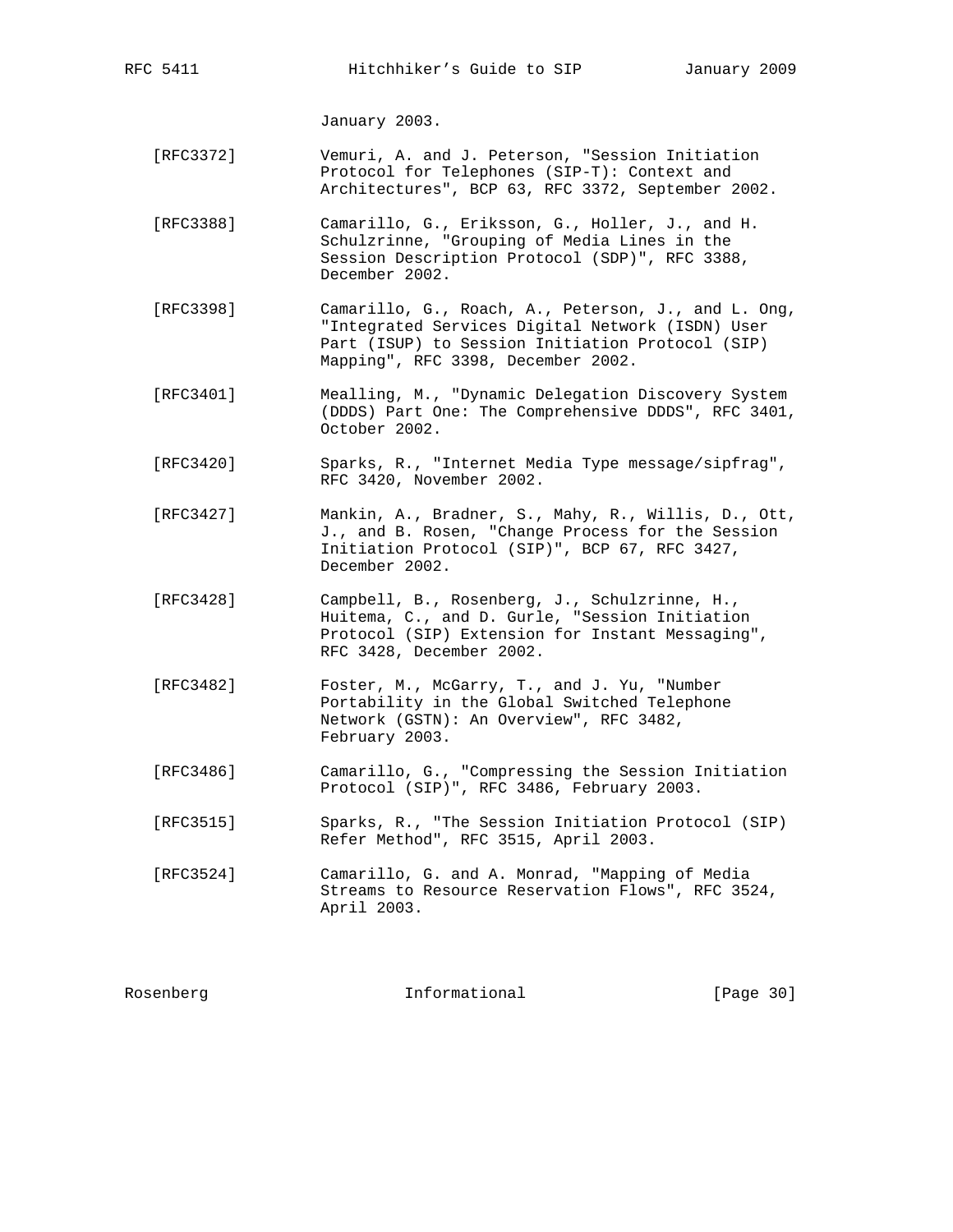January 2003.

[RFC3372] Vemuri, A. and J. Peterson, "Session Initiation Protocol for Telephones (SIP-T): Context and Architectures", BCP 63, RFC 3372, September 2002.

[RFC3388] Camarillo, G., Eriksson, G., Holler, J., and H. Schulzrinne, "Grouping of Media Lines in the Session Description Protocol (SDP)", RFC 3388, December 2002.

[RFC3398] Camarillo, G., Roach, A., Peterson, J., and L. Ong, "Integrated Services Digital Network (ISDN) User Part (ISUP) to Session Initiation Protocol (SIP) Mapping", RFC 3398, December 2002.

[RFC3401] Mealling, M., "Dynamic Delegation Discovery System (DDDS) Part One: The Comprehensive DDDS", RFC 3401, October 2002.

[RFC3420] Sparks, R., "Internet Media Type message/sipfrag", RFC 3420, November 2002.

[RFC3427] Mankin, A., Bradner, S., Mahy, R., Willis, D., Ott, J., and B. Rosen, "Change Process for the Session Initiation Protocol (SIP)", BCP 67, RFC 3427, December 2002.

[RFC3428] Campbell, B., Rosenberg, J., Schulzrinne, H., Huitema, C., and D. Gurle, "Session Initiation Protocol (SIP) Extension for Instant Messaging", RFC 3428, December 2002.

[RFC3482] Foster, M., McGarry, T., and J. Yu, "Number Portability in the Global Switched Telephone Network (GSTN): An Overview", RFC 3482, February 2003.

[RFC3486] Camarillo, G., "Compressing the Session Initiation Protocol (SIP)", RFC 3486, February 2003.

[RFC3515] Sparks, R., "The Session Initiation Protocol (SIP) Refer Method", RFC 3515, April 2003.

[RFC3524] Camarillo, G. and A. Monrad, "Mapping of Media Streams to Resource Reservation Flows", RFC 3524, April 2003.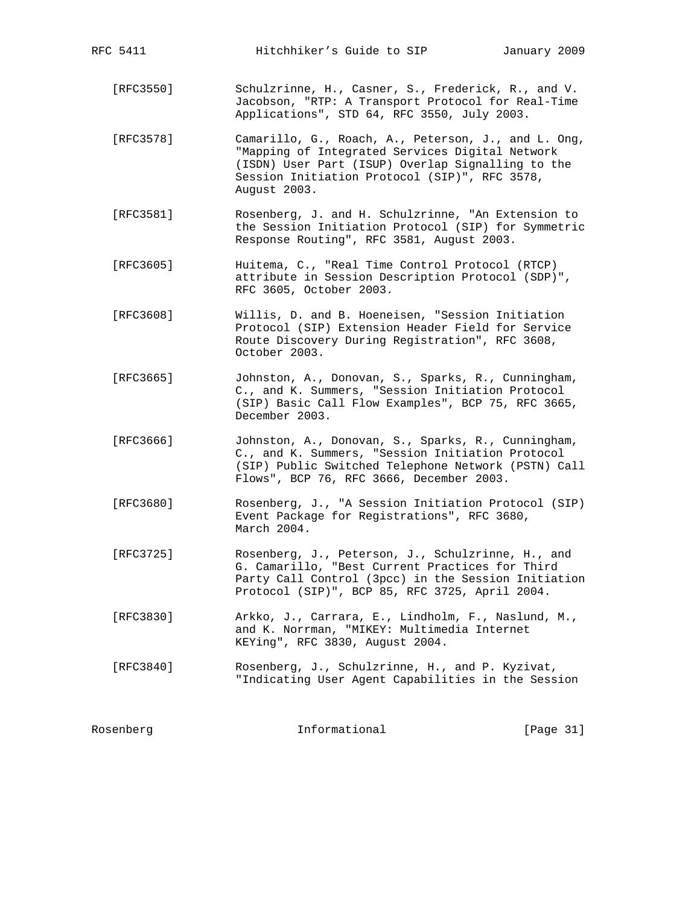[RFC3550] Schulzrinne, H., Casner, S., Frederick, R., and V. Jacobson, "RTP: A Transport Protocol for Real-Time Applications", STD 64, RFC 3550, July 2003.

[RFC3578] Camarillo, G., Roach, A., Peterson, J., and L. Ong, "Mapping of Integrated Services Digital Network (ISDN) User Part (ISUP) Overlap Signalling to the Session Initiation Protocol (SIP)", RFC 3578, August 2003.

[RFC3581] Rosenberg, J. and H. Schulzrinne, "An Extension to the Session Initiation Protocol (SIP) for Symmetric Response Routing", RFC 3581, August 2003.

[RFC3605] Huitema, C., "Real Time Control Protocol (RTCP) attribute in Session Description Protocol (SDP)", RFC 3605, October 2003.

[RFC3608] Willis, D. and B. Hoeneisen, "Session Initiation Protocol (SIP) Extension Header Field for Service Route Discovery During Registration", RFC 3608, October 2003.

[RFC3665] Johnston, A., Donovan, S., Sparks, R., Cunningham, C., and K. Summers, "Session Initiation Protocol (SIP) Basic Call Flow Examples", BCP 75, RFC 3665, December 2003.

[RFC3666] Johnston, A., Donovan, S., Sparks, R., Cunningham, C., and K. Summers, "Session Initiation Protocol (SIP) Public Switched Telephone Network (PSTN) Call Flows", BCP 76, RFC 3666, December 2003.

[RFC3680] Rosenberg, J., "A Session Initiation Protocol (SIP) Event Package for Registrations", RFC 3680, March 2004.

[RFC3725] Rosenberg, J., Peterson, J., Schulzrinne, H., and G. Camarillo, "Best Current Practices for Third Party Call Control (3pcc) in the Session Initiation Protocol (SIP)", BCP 85, RFC 3725, April 2004.

[RFC3830] Arkko, J., Carrara, E., Lindholm, F., Naslund, M., and K. Norrman, "MIKEY: Multimedia Internet KEYing", RFC 3830, August 2004.

[RFC3840] Rosenberg, J., Schulzrinne, H., and P. Kyzivat, "Indicating User Agent Capabilities in the Session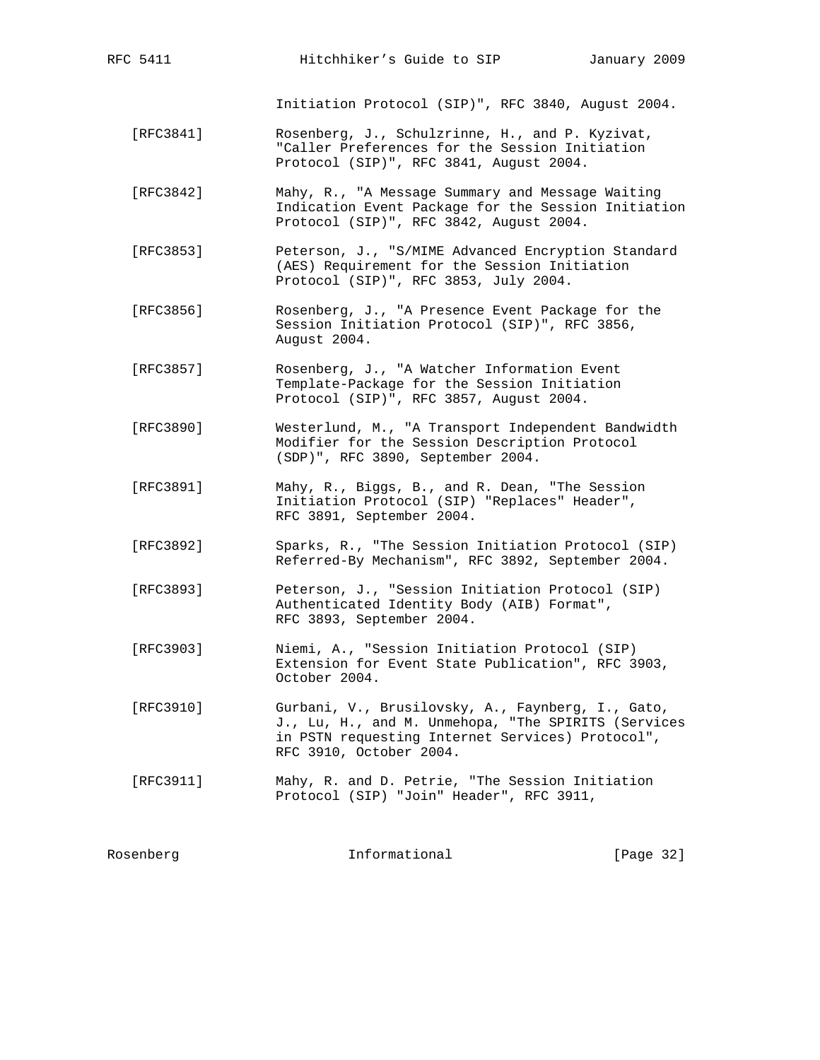Initiation Protocol (SIP)", RFC 3840, August 2004.

[RFC3841] Rosenberg, J., Schulzrinne, H., and P. Kyzivat, "Caller Preferences for the Session Initiation Protocol (SIP)", RFC 3841, August 2004.

[RFC3842] Mahy, R., "A Message Summary and Message Waiting Indication Event Package for the Session Initiation Protocol (SIP)", RFC 3842, August 2004.

[RFC3853] Peterson, J., "S/MIME Advanced Encryption Standard (AES) Requirement for the Session Initiation Protocol (SIP)", RFC 3853, July 2004.

[RFC3856] Rosenberg, J., "A Presence Event Package for the Session Initiation Protocol (SIP)", RFC 3856, August 2004.

[RFC3857] Rosenberg, J., "A Watcher Information Event Template-Package for the Session Initiation Protocol (SIP)", RFC 3857, August 2004.

[RFC3890] Westerlund, M., "A Transport Independent Bandwidth Modifier for the Session Description Protocol (SDP)", RFC 3890, September 2004.

[RFC3891] Mahy, R., Biggs, B., and R. Dean, "The Session Initiation Protocol (SIP) "Replaces" Header", RFC 3891, September 2004.

[RFC3892] Sparks, R., "The Session Initiation Protocol (SIP) Referred-By Mechanism", RFC 3892, September 2004.

[RFC3893] Peterson, J., "Session Initiation Protocol (SIP) Authenticated Identity Body (AIB) Format", RFC 3893, September 2004.

[RFC3903] Niemi, A., "Session Initiation Protocol (SIP) Extension for Event State Publication", RFC 3903, October 2004.

[RFC3910] Gurbani, V., Brusilovsky, A., Faynberg, I., Gato, J., Lu, H., and M. Unmehopa, "The SPIRITS (Services in PSTN requesting Internet Services) Protocol", RFC 3910, October 2004.

[RFC3911] Mahy, R. and D. Petrie, "The Session Initiation Protocol (SIP) "Join" Header", RFC 3911,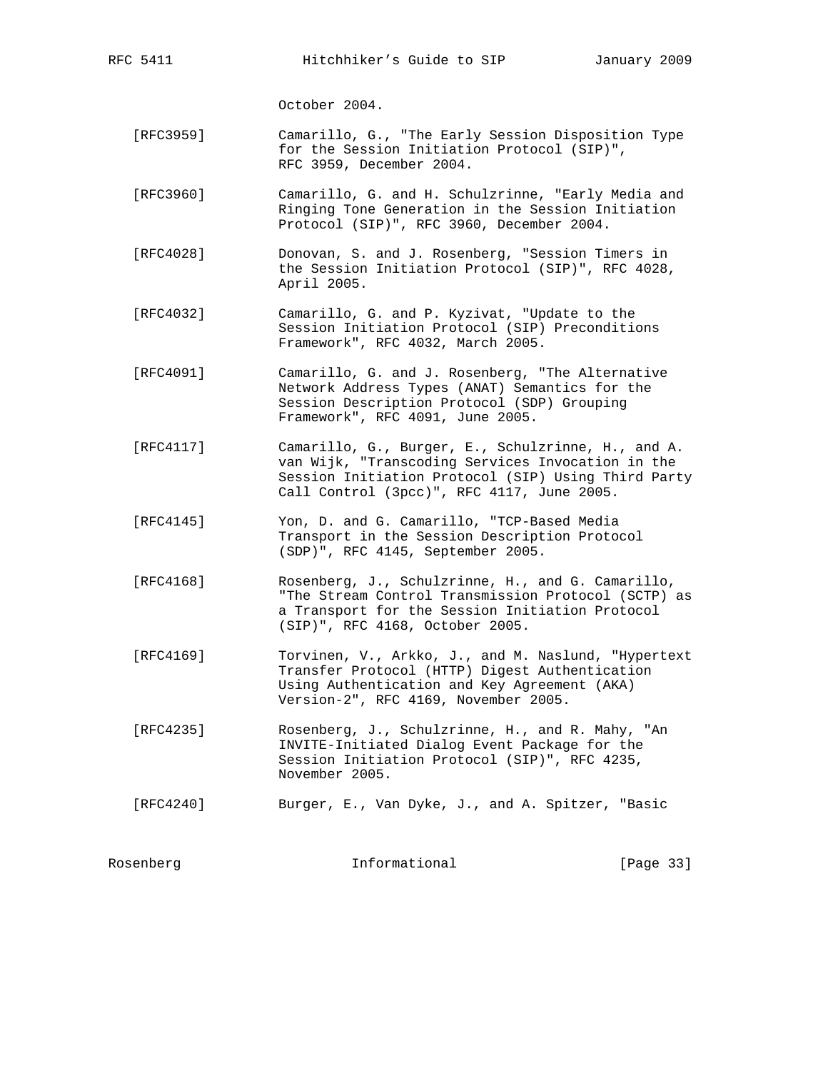October 2004.

[RFC3959] Camarillo, G., "The Early Session Disposition Type for the Session Initiation Protocol (SIP)", RFC 3959, December 2004.

[RFC3960] Camarillo, G. and H. Schulzrinne, "Early Media and Ringing Tone Generation in the Session Initiation Protocol (SIP)", RFC 3960, December 2004.

[RFC4028] Donovan, S. and J. Rosenberg, "Session Timers in the Session Initiation Protocol (SIP)", RFC 4028, April 2005.

[RFC4032] Camarillo, G. and P. Kyzivat, "Update to the Session Initiation Protocol (SIP) Preconditions Framework", RFC 4032, March 2005.

[RFC4091] Camarillo, G. and J. Rosenberg, "The Alternative Network Address Types (ANAT) Semantics for the Session Description Protocol (SDP) Grouping Framework", RFC 4091, June 2005.

[RFC4117] Camarillo, G., Burger, E., Schulzrinne, H., and A. van Wijk, "Transcoding Services Invocation in the Session Initiation Protocol (SIP) Using Third Party Call Control (3pcc)", RFC 4117, June 2005.

[RFC4145] Yon, D. and G. Camarillo, "TCP-Based Media Transport in the Session Description Protocol (SDP)", RFC 4145, September 2005.

[RFC4168] Rosenberg, J., Schulzrinne, H., and G. Camarillo, "The Stream Control Transmission Protocol (SCTP) as a Transport for the Session Initiation Protocol (SIP)", RFC 4168, October 2005.

[RFC4169] Torvinen, V., Arkko, J., and M. Naslund, "Hypertext Transfer Protocol (HTTP) Digest Authentication Using Authentication and Key Agreement (AKA) Version-2", RFC 4169, November 2005.

[RFC4235] Rosenberg, J., Schulzrinne, H., and R. Mahy, "An INVITE-Initiated Dialog Event Package for the Session Initiation Protocol (SIP)", RFC 4235, November 2005.

[RFC4240] Burger, E., Van Dyke, J., and A. Spitzer, "Basic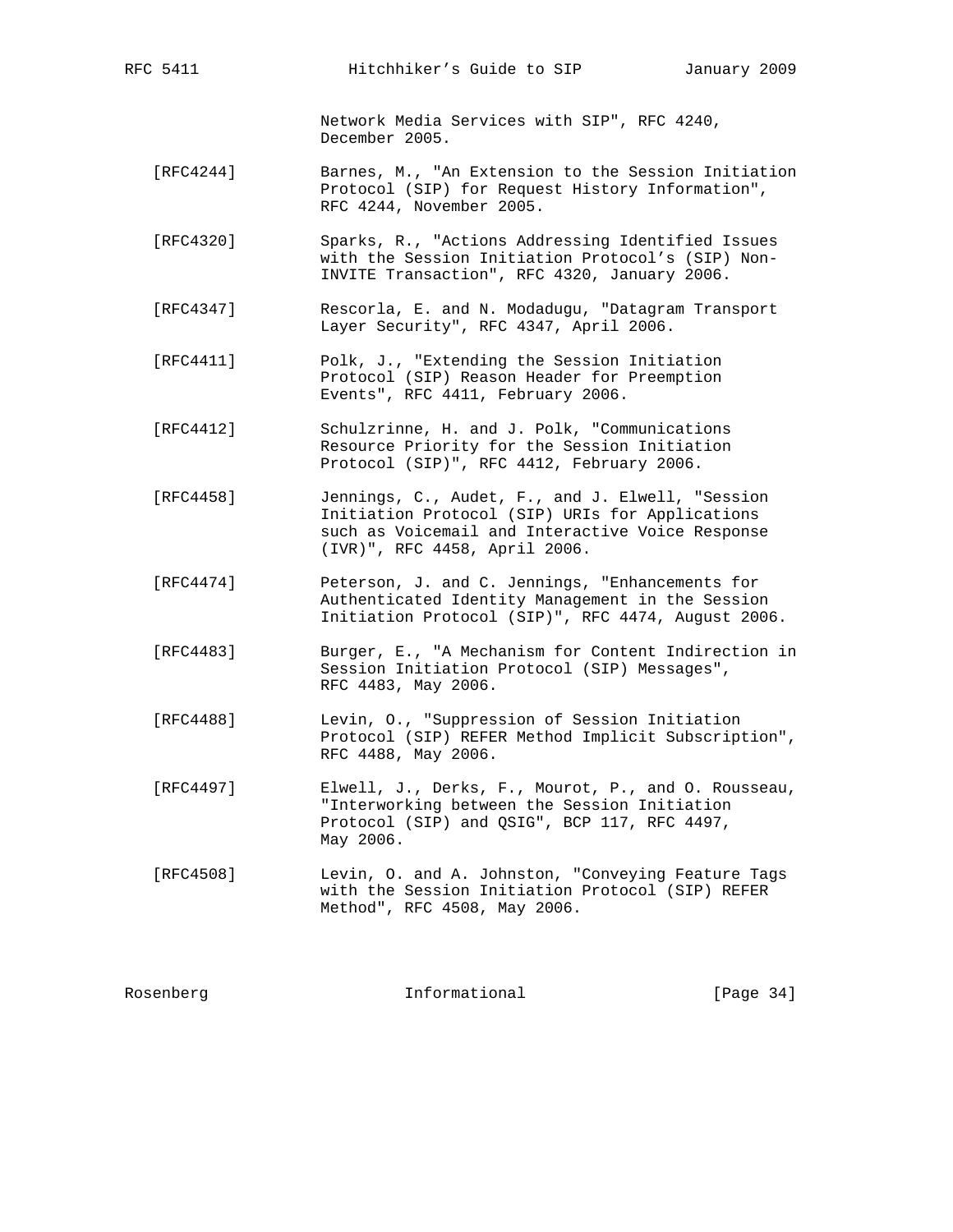Network Media Services with SIP", RFC 4240, December 2005.

[RFC4244] Barnes, M., "An Extension to the Session Initiation Protocol (SIP) for Request History Information", RFC 4244, November 2005.

[RFC4320] Sparks, R., "Actions Addressing Identified Issues with the Session Initiation Protocol's (SIP) Non-INVITE Transaction", RFC 4320, January 2006.

[RFC4347] Rescorla, E. and N. Modadugu, "Datagram Transport Layer Security", RFC 4347, April 2006.

[RFC4411] Polk, J., "Extending the Session Initiation Protocol (SIP) Reason Header for Preemption Events", RFC 4411, February 2006.

[RFC4412] Schulzrinne, H. and J. Polk, "Communications Resource Priority for the Session Initiation Protocol (SIP)", RFC 4412, February 2006.

[RFC4458] Jennings, C., Audet, F., and J. Elwell, "Session Initiation Protocol (SIP) URIs for Applications such as Voicemail and Interactive Voice Response (IVR)", RFC 4458, April 2006.

[RFC4474] Peterson, J. and C. Jennings, "Enhancements for Authenticated Identity Management in the Session Initiation Protocol (SIP)", RFC 4474, August 2006.

[RFC4483] Burger, E., "A Mechanism for Content Indirection in Session Initiation Protocol (SIP) Messages", RFC 4483, May 2006.

[RFC4488] Levin, O., "Suppression of Session Initiation Protocol (SIP) REFER Method Implicit Subscription", RFC 4488, May 2006.

[RFC4497] Elwell, J., Derks, F., Mourot, P., and O. Rousseau, "Interworking between the Session Initiation Protocol (SIP) and QSIG", BCP 117, RFC 4497, May 2006.

[RFC4508] Levin, O. and A. Johnston, "Conveying Feature Tags with the Session Initiation Protocol (SIP) REFER Method", RFC 4508, May 2006.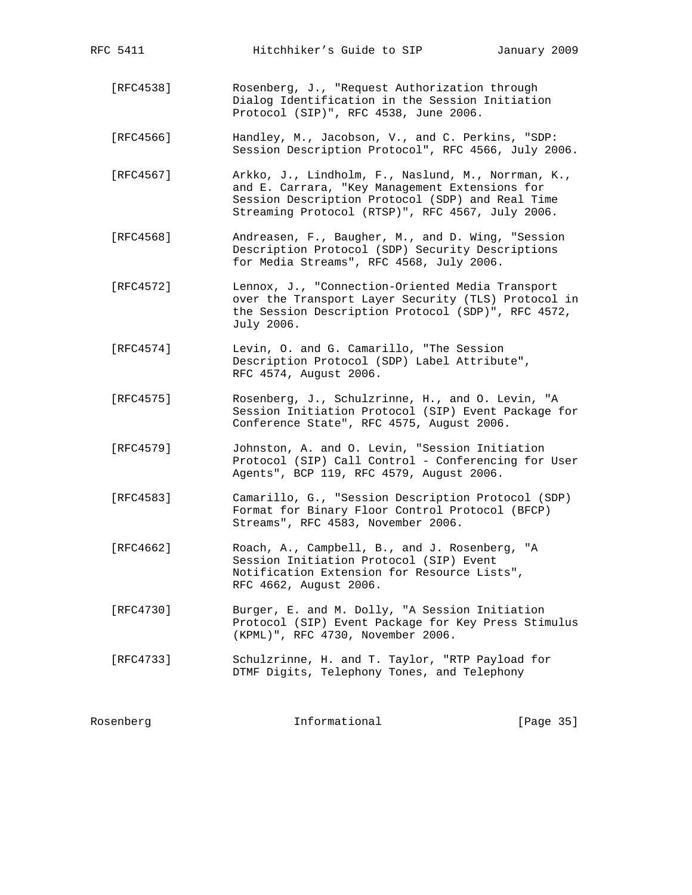[RFC4538] Rosenberg, J., "Request Authorization through Dialog Identification in the Session Initiation Protocol (SIP)", RFC 4538, June 2006.

[RFC4566] Handley, M., Jacobson, V., and C. Perkins, "SDP: Session Description Protocol", RFC 4566, July 2006.

[RFC4567] Arkko, J., Lindholm, F., Naslund, M., Norrman, K., and E. Carrara, "Key Management Extensions for Session Description Protocol (SDP) and Real Time Streaming Protocol (RTSP)", RFC 4567, July 2006.

[RFC4568] Andreasen, F., Baugher, M., and D. Wing, "Session Description Protocol (SDP) Security Descriptions for Media Streams", RFC 4568, July 2006.

[RFC4572] Lennox, J., "Connection-Oriented Media Transport over the Transport Layer Security (TLS) Protocol in the Session Description Protocol (SDP)", RFC 4572, July 2006.

[RFC4574] Levin, O. and G. Camarillo, "The Session Description Protocol (SDP) Label Attribute", RFC 4574, August 2006.

[RFC4575] Rosenberg, J., Schulzrinne, H., and O. Levin, "A Session Initiation Protocol (SIP) Event Package for Conference State", RFC 4575, August 2006.

[RFC4579] Johnston, A. and O. Levin, "Session Initiation Protocol (SIP) Call Control - Conferencing for User Agents", BCP 119, RFC 4579, August 2006.

[RFC4583] Camarillo, G., "Session Description Protocol (SDP) Format for Binary Floor Control Protocol (BFCP) Streams", RFC 4583, November 2006.

[RFC4662] Roach, A., Campbell, B., and J. Rosenberg, "A Session Initiation Protocol (SIP) Event Notification Extension for Resource Lists", RFC 4662, August 2006.

[RFC4730] Burger, E. and M. Dolly, "A Session Initiation Protocol (SIP) Event Package for Key Press Stimulus (KPML)", RFC 4730, November 2006.

[RFC4733] Schulzrinne, H. and T. Taylor, "RTP Payload for DTMF Digits, Telephony Tones, and Telephony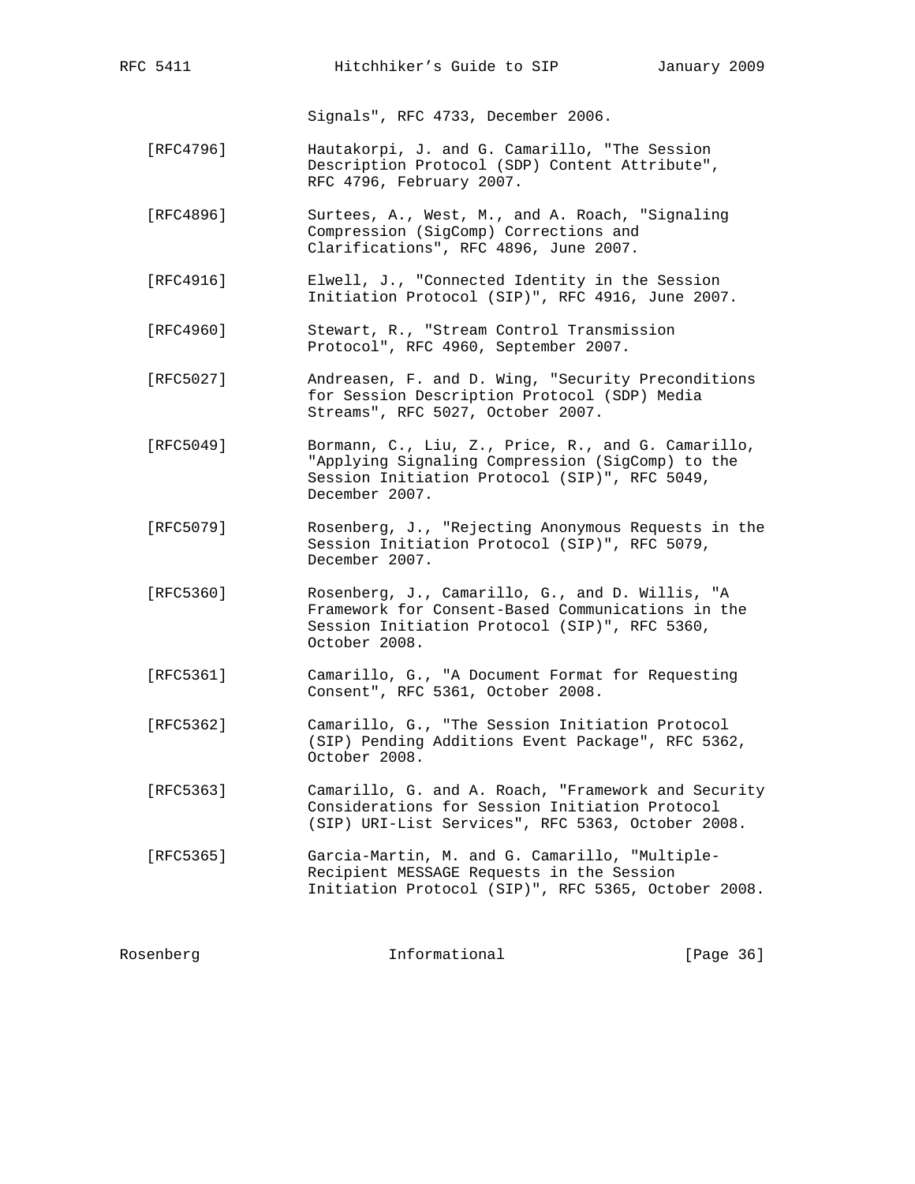Signals", RFC 4733, December 2006.

[RFC4796] Hautakorpi, J. and G. Camarillo, "The Session Description Protocol (SDP) Content Attribute", RFC 4796, February 2007.

[RFC4896] Surtees, A., West, M., and A. Roach, "Signaling Compression (SigComp) Corrections and Clarifications", RFC 4896, June 2007.

[RFC4916] Elwell, J., "Connected Identity in the Session Initiation Protocol (SIP)", RFC 4916, June 2007.

[RFC4960] Stewart, R., "Stream Control Transmission Protocol", RFC 4960, September 2007.

[RFC5027] Andreasen, F. and D. Wing, "Security Preconditions for Session Description Protocol (SDP) Media Streams", RFC 5027, October 2007.

[RFC5049] Bormann, C., Liu, Z., Price, R., and G. Camarillo, "Applying Signaling Compression (SigComp) to the Session Initiation Protocol (SIP)", RFC 5049, December 2007.

[RFC5079] Rosenberg, J., "Rejecting Anonymous Requests in the Session Initiation Protocol (SIP)", RFC 5079, December 2007.

[RFC5360] Rosenberg, J., Camarillo, G., and D. Willis, "A Framework for Consent-Based Communications in the Session Initiation Protocol (SIP)", RFC 5360, October 2008.

[RFC5361] Camarillo, G., "A Document Format for Requesting Consent", RFC 5361, October 2008.

[RFC5362] Camarillo, G., "The Session Initiation Protocol (SIP) Pending Additions Event Package", RFC 5362, October 2008.

[RFC5363] Camarillo, G. and A. Roach, "Framework and Security Considerations for Session Initiation Protocol (SIP) URI-List Services", RFC 5363, October 2008.

[RFC5365] Garcia-Martin, M. and G. Camarillo, "Multiple-Recipient MESSAGE Requests in the Session Initiation Protocol (SIP)", RFC 5365, October 2008.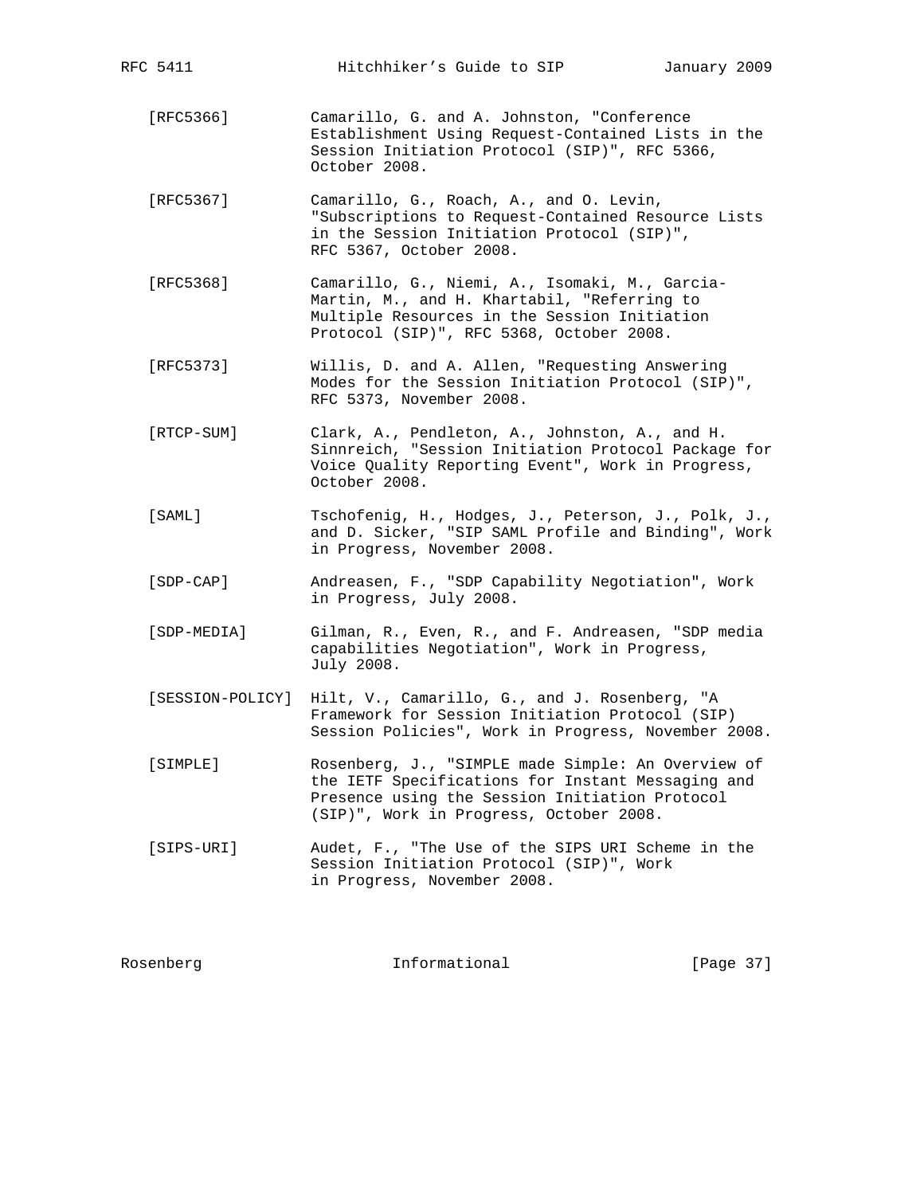[RFC5366] Camarillo, G. and A. Johnston, "Conference Establishment Using Request-Contained Lists in the Session Initiation Protocol (SIP)", RFC 5366, October 2008.

[RFC5367] Camarillo, G., Roach, A., and O. Levin, "Subscriptions to Request-Contained Resource Lists in the Session Initiation Protocol (SIP)", RFC 5367, October 2008.

[RFC5368] Camarillo, G., Niemi, A., Isomaki, M., Garcia-Martin, M., and H. Khartabil, "Referring to Multiple Resources in the Session Initiation Protocol (SIP)", RFC 5368, October 2008.

[RFC5373] Willis, D. and A. Allen, "Requesting Answering Modes for the Session Initiation Protocol (SIP)", RFC 5373, November 2008.

[RTCP-SUM] Clark, A., Pendleton, A., Johnston, A., and H. Sinnreich, "Session Initiation Protocol Package for Voice Quality Reporting Event", Work in Progress, October 2008.

[SAML] Tschofenig, H., Hodges, J., Peterson, J., Polk, J., and D. Sicker, "SIP SAML Profile and Binding", Work in Progress, November 2008.

[SDP-CAP] Andreasen, F., "SDP Capability Negotiation", Work in Progress, July 2008.

[SDP-MEDIA] Gilman, R., Even, R., and F. Andreasen, "SDP media capabilities Negotiation", Work in Progress, July 2008.

[SESSION-POLICY] Hilt, V., Camarillo, G., and J. Rosenberg, "A Framework for Session Initiation Protocol (SIP) Session Policies", Work in Progress, November 2008.

[SIMPLE] Rosenberg, J., "SIMPLE made Simple: An Overview of the IETF Specifications for Instant Messaging and Presence using the Session Initiation Protocol (SIP)", Work in Progress, October 2008.

[SIPS-URI] Audet, F., "The Use of the SIPS URI Scheme in the Session Initiation Protocol (SIP)", Work in Progress, November 2008.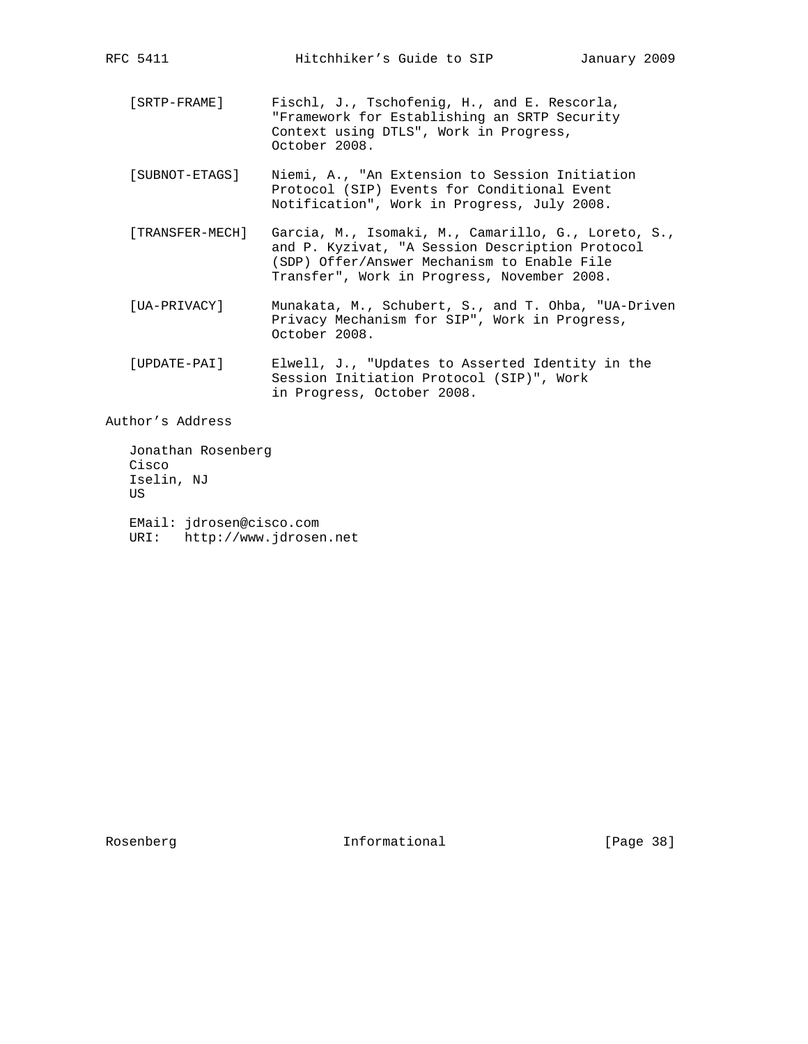[SRTP-FRAME] Fischl, J., Tschofenig, H., and E. Rescorla, "Framework for Establishing an SRTP Security Context using DTLS", Work in Progress, October 2008.

[SUBNOT-ETAGS] Niemi, A., "An Extension to Session Initiation Protocol (SIP) Events for Conditional Event Notification", Work in Progress, July 2008.

[TRANSFER-MECH] Garcia, M., Isomaki, M., Camarillo, G., Loreto, S., and P. Kyzivat, "A Session Description Protocol (SDP) Offer/Answer Mechanism to Enable File Transfer", Work in Progress, November 2008.

[UA-PRIVACY] Munakata, M., Schubert, S., and T. Ohba, "UA-Driven Privacy Mechanism for SIP", Work in Progress, October 2008.

[UPDATE-PAI] Elwell, J., "Updates to Asserted Identity in the Session Initiation Protocol (SIP)", Work in Progress, October 2008.

## Author's Address

Jonathan Rosenberg
Cisco
Iselin, NJ
US

EMail: jdrosen@cisco.com
URI: http://www.jdrosen.net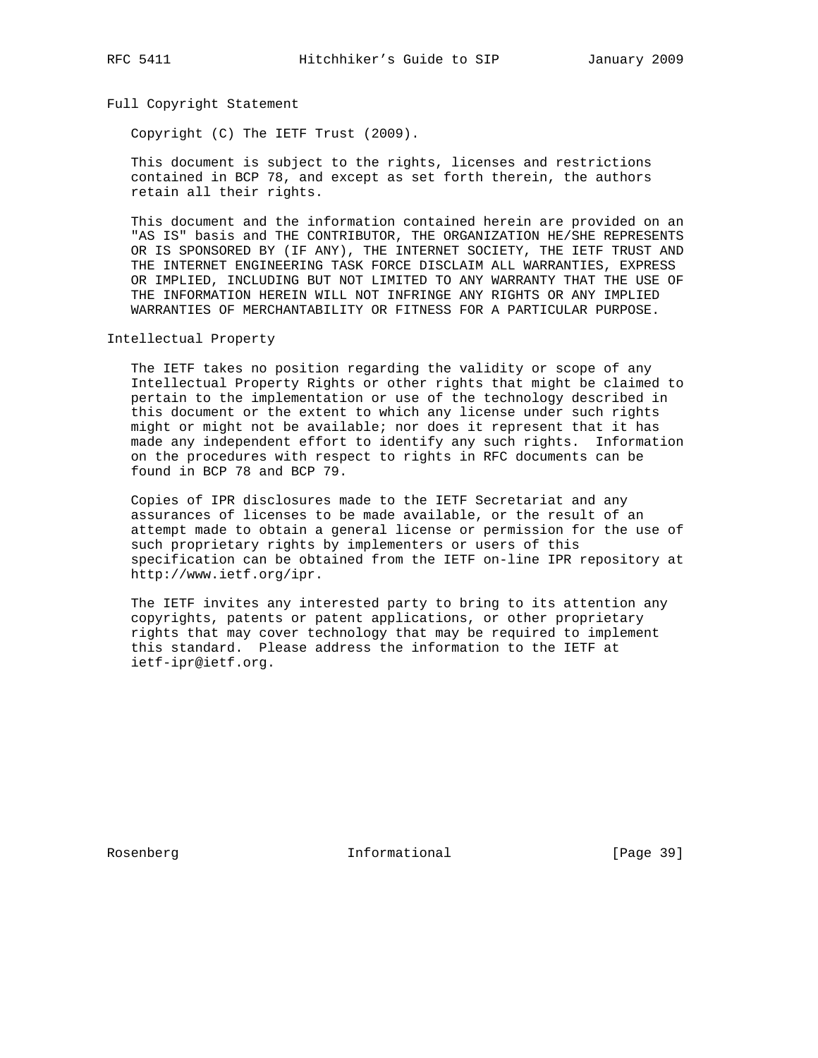## Full Copyright Statement

Copyright (C) The IETF Trust (2009).

This document is subject to the rights, licenses and restrictions contained in BCP 78, and except as set forth therein, the authors retain all their rights.

This document and the information contained herein are provided on an "AS IS" basis and THE CONTRIBUTOR, THE ORGANIZATION HE/SHE REPRESENTS OR IS SPONSORED BY (IF ANY), THE INTERNET SOCIETY, THE IETF TRUST AND THE INTERNET ENGINEERING TASK FORCE DISCLAIM ALL WARRANTIES, EXPRESS OR IMPLIED, INCLUDING BUT NOT LIMITED TO ANY WARRANTY THAT THE USE OF THE INFORMATION HEREIN WILL NOT INFRINGE ANY RIGHTS OR ANY IMPLIED WARRANTIES OF MERCHANTABILITY OR FITNESS FOR A PARTICULAR PURPOSE.

## Intellectual Property

The IETF takes no position regarding the validity or scope of any Intellectual Property Rights or other rights that might be claimed to pertain to the implementation or use of the technology described in this document or the extent to which any license under such rights might or might not be available; nor does it represent that it has made any independent effort to identify any such rights. Information on the procedures with respect to rights in RFC documents can be found in BCP 78 and BCP 79.

Copies of IPR disclosures made to the IETF Secretariat and any assurances of licenses to be made available, or the result of an attempt made to obtain a general license or permission for the use of such proprietary rights by implementers or users of this specification can be obtained from the IETF on-line IPR repository at http://www.ietf.org/ipr.

The IETF invites any interested party to bring to its attention any copyrights, patents or patent applications, or other proprietary rights that may cover technology that may be required to implement this standard. Please address the information to the IETF at ietf-ipr@ietf.org.